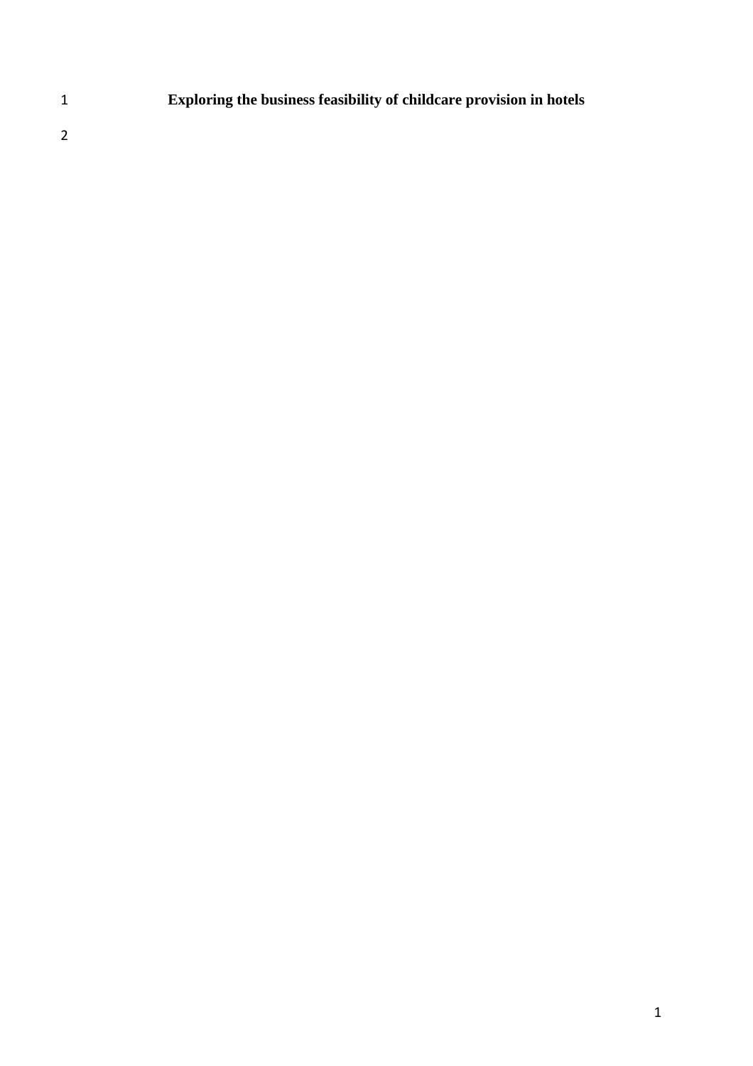# Exploring the business feasibility of childcare provision in hotels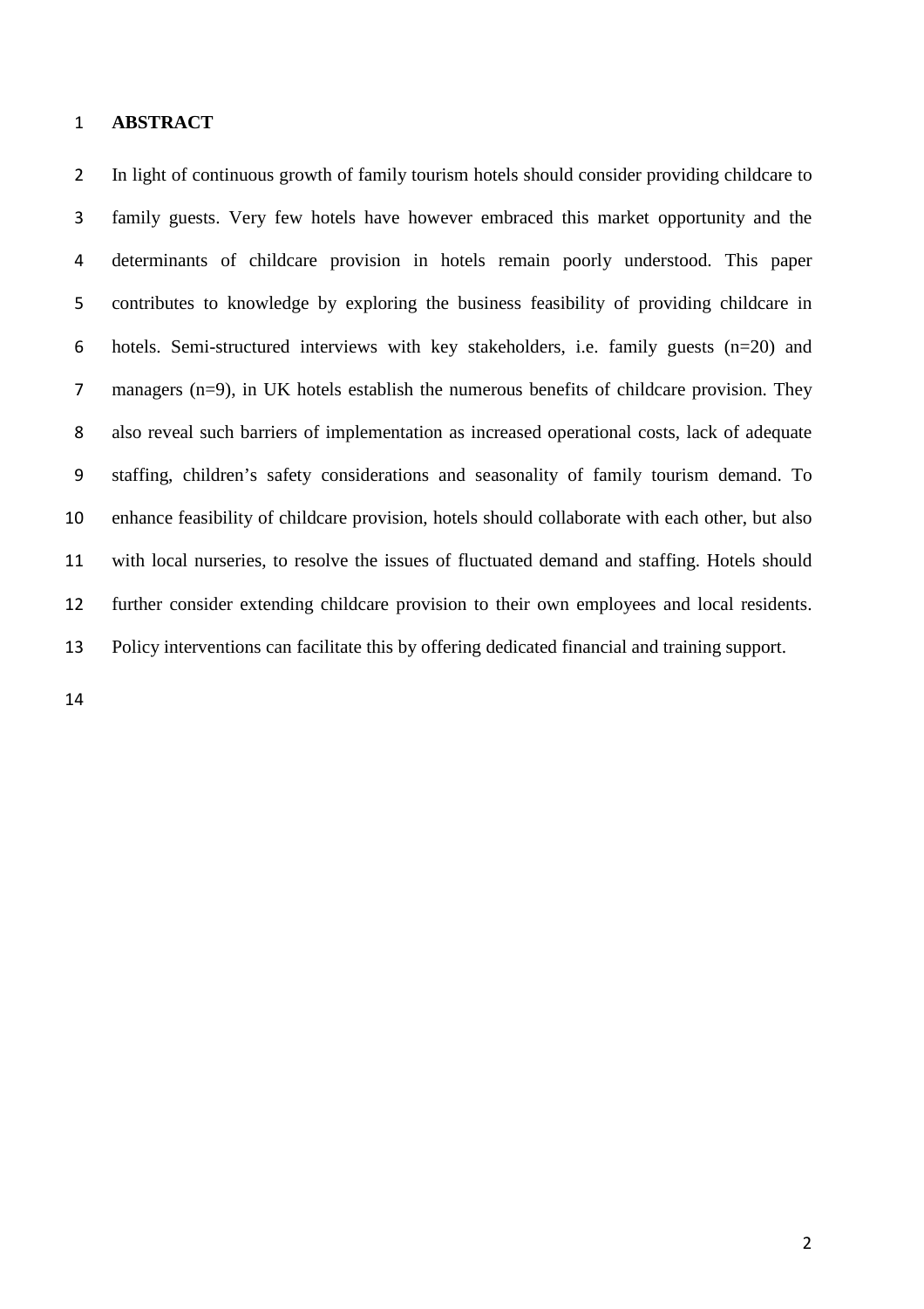# ABSTRACT

In light of continuous growth of family tourism hotels should consider providing childcare to family guests. Very few hotels have however embraced this market opportunity and the determinants of childcare provision in hotels remain poorly understood. This paper contributes to knowledge by exploring the business feasibility of providing childcare in hotels. Semi-structured interviews with key stakeholders, i.e. family guests (n=20) and managers (n=9), in UK hotels establish the numerous benefits of childcare provision. They also reveal such barriers of implementation as increased operational costs, lack of adequate staffing, children's safety considerations and seasonality of family tourism demand. To enhance feasibility of childcare provision, hotels should collaborate with each other, but also with local nurseries, to resolve the issues of fluctuated demand and staffing. Hotels should further consider extending childcare provision to their own employees and local residents. Policy interventions can facilitate this by offering dedicated financial and training support.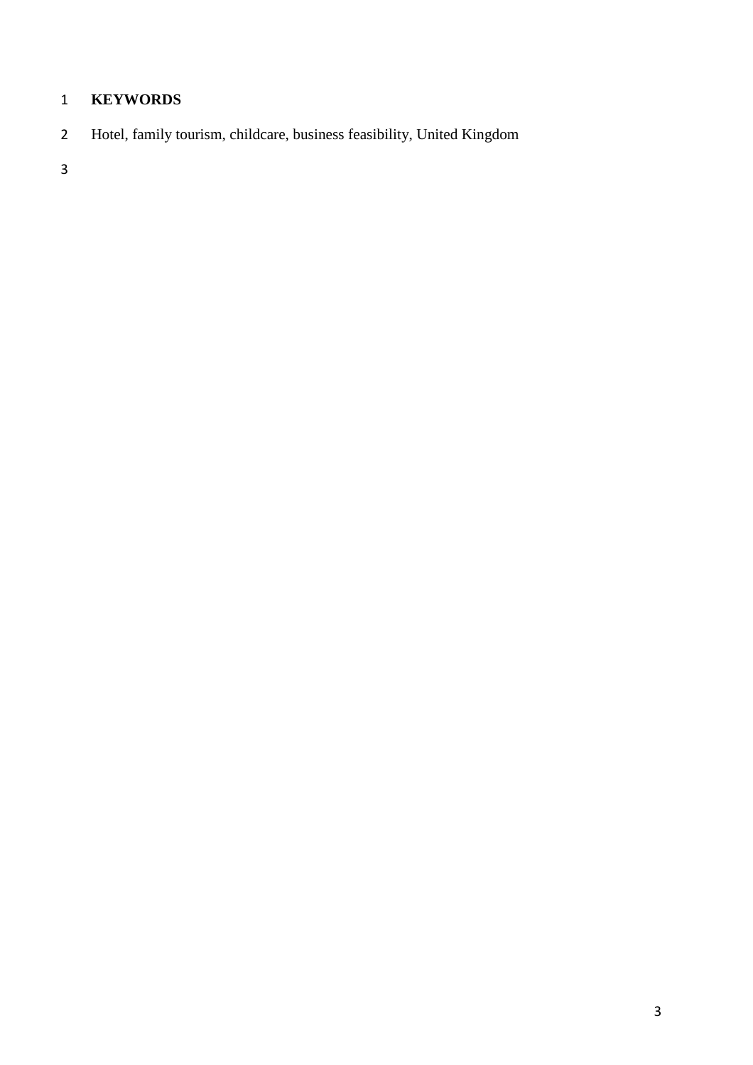**KEYWORDS**

Hotel, family tourism, childcare, business feasibility, United Kingdom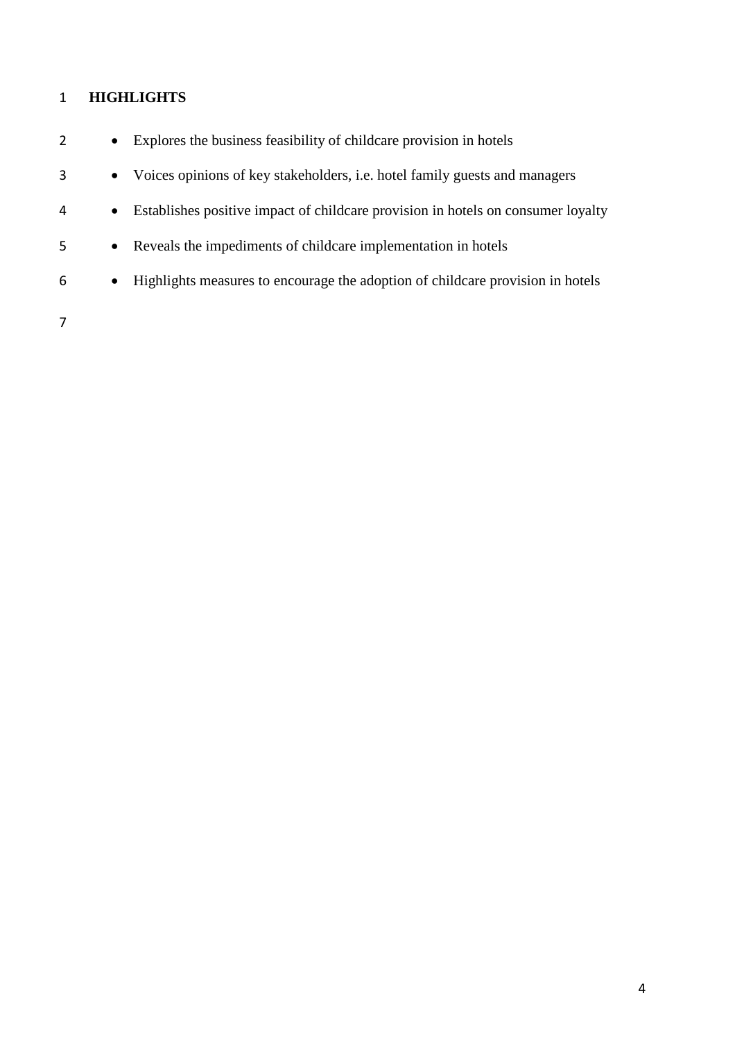## HIGHLIGHTS

- Explores the business feasibility of childcare provision in hotels
- Voices opinions of key stakeholders, i.e. hotel family guests and managers
- Establishes positive impact of childcare provision in hotels on consumer loyalty
- Reveals the impediments of childcare implementation in hotels
- Highlights measures to encourage the adoption of childcare provision in hotels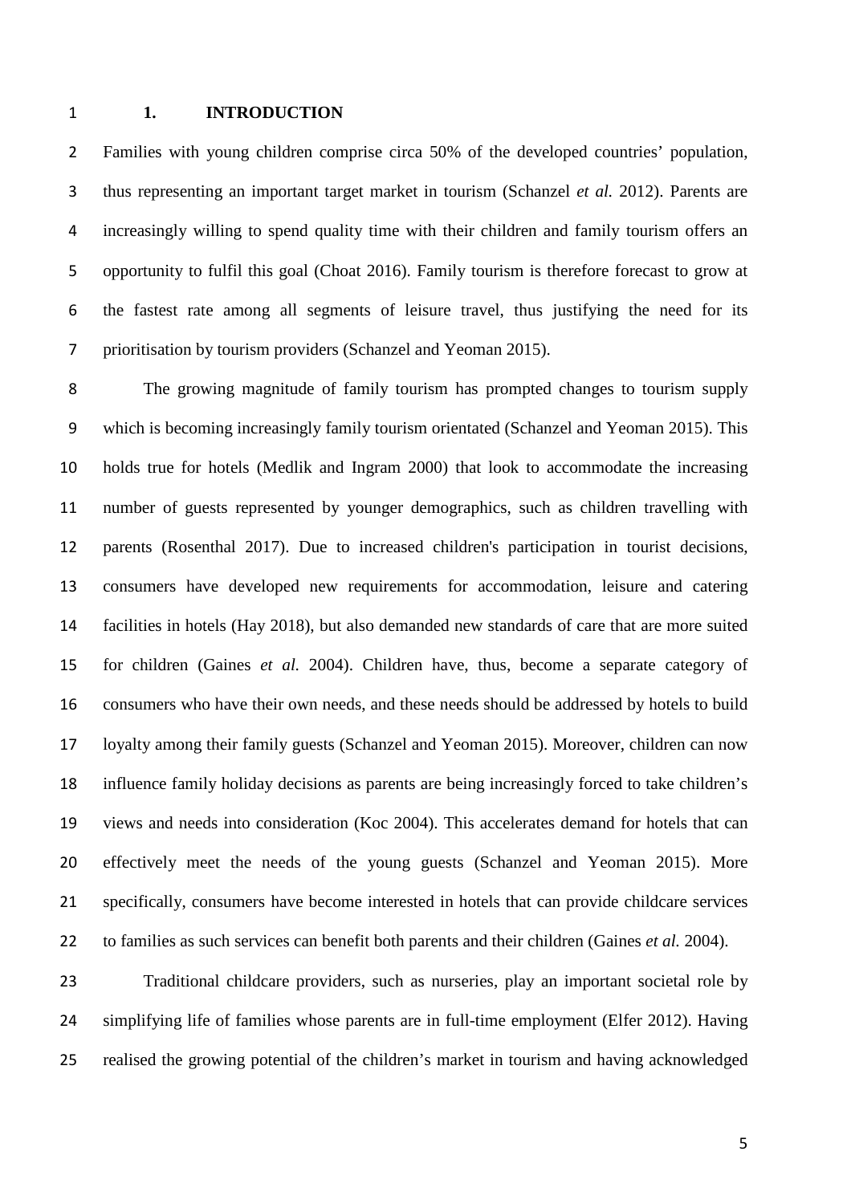# 1. INTRODUCTION

Families with young children comprise circa 50% of the developed countries' population, thus representing an important target market in tourism (Schanzel *et al.* 2012). Parents are increasingly willing to spend quality time with their children and family tourism offers an opportunity to fulfil this goal (Choat 2016). Family tourism is therefore forecast to grow at the fastest rate among all segments of leisure travel, thus justifying the need for its prioritisation by tourism providers (Schanzel and Yeoman 2015).

The growing magnitude of family tourism has prompted changes to tourism supply which is becoming increasingly family tourism orientated (Schanzel and Yeoman 2015). This holds true for hotels (Medlik and Ingram 2000) that look to accommodate the increasing number of guests represented by younger demographics, such as children travelling with parents (Rosenthal 2017). Due to increased children's participation in tourist decisions, consumers have developed new requirements for accommodation, leisure and catering facilities in hotels (Hay 2018), but also demanded new standards of care that are more suited for children (Gaines *et al.* 2004). Children have, thus, become a separate category of consumers who have their own needs, and these needs should be addressed by hotels to build loyalty among their family guests (Schanzel and Yeoman 2015). Moreover, children can now influence family holiday decisions as parents are being increasingly forced to take children's views and needs into consideration (Koc 2004). This accelerates demand for hotels that can effectively meet the needs of the young guests (Schanzel and Yeoman 2015). More specifically, consumers have become interested in hotels that can provide childcare services to families as such services can benefit both parents and their children (Gaines *et al.* 2004).

Traditional childcare providers, such as nurseries, play an important societal role by simplifying life of families whose parents are in full-time employment (Elfer 2012). Having realised the growing potential of the children's market in tourism and having acknowledged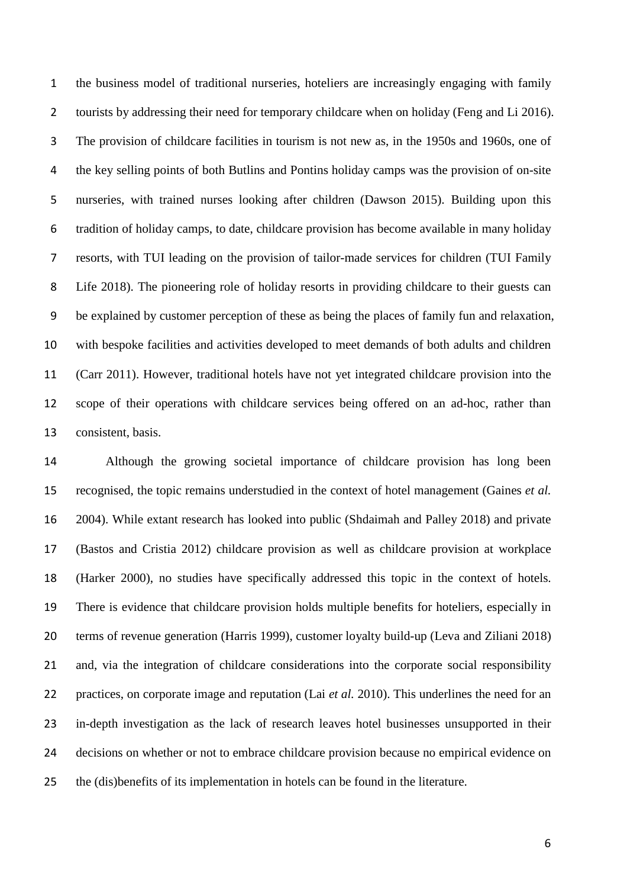the business model of traditional nurseries, hoteliers are increasingly engaging with family tourists by addressing their need for temporary childcare when on holiday (Feng and Li 2016). The provision of childcare facilities in tourism is not new as, in the 1950s and 1960s, one of the key selling points of both Butlins and Pontins holiday camps was the provision of on-site nurseries, with trained nurses looking after children (Dawson 2015). Building upon this tradition of holiday camps, to date, childcare provision has become available in many holiday resorts, with TUI leading on the provision of tailor-made services for children (TUI Family Life 2018). The pioneering role of holiday resorts in providing childcare to their guests can be explained by customer perception of these as being the places of family fun and relaxation, with bespoke facilities and activities developed to meet demands of both adults and children (Carr 2011). However, traditional hotels have not yet integrated childcare provision into the scope of their operations with childcare services being offered on an ad-hoc, rather than consistent, basis.

Although the growing societal importance of childcare provision has long been recognised, the topic remains understudied in the context of hotel management (Gaines *et al.* 2004). While extant research has looked into public (Shdaimah and Palley 2018) and private (Bastos and Cristia 2012) childcare provision as well as childcare provision at workplace (Harker 2000), no studies have specifically addressed this topic in the context of hotels. There is evidence that childcare provision holds multiple benefits for hoteliers, especially in terms of revenue generation (Harris 1999), customer loyalty build-up (Leva and Ziliani 2018) and, via the integration of childcare considerations into the corporate social responsibility practices, on corporate image and reputation (Lai *et al.* 2010). This underlines the need for an in-depth investigation as the lack of research leaves hotel businesses unsupported in their decisions on whether or not to embrace childcare provision because no empirical evidence on the (dis)benefits of its implementation in hotels can be found in the literature.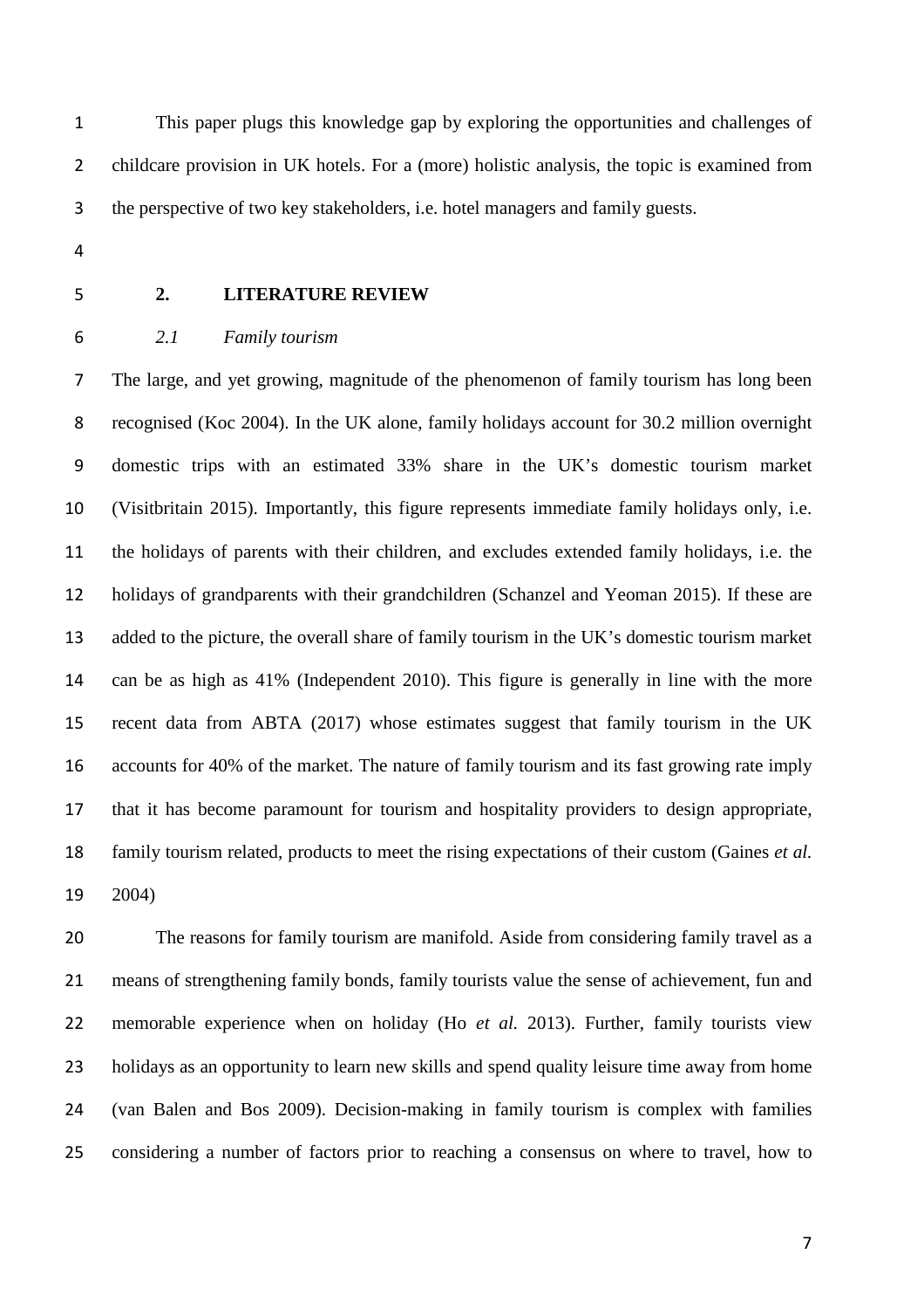This paper plugs this knowledge gap by exploring the opportunities and challenges of childcare provision in UK hotels. For a (more) holistic analysis, the topic is examined from the perspective of two key stakeholders, i.e. hotel managers and family guests.

## 2. LITERATURE REVIEW

### *2.1 Family tourism*

The large, and yet growing, magnitude of the phenomenon of family tourism has long been recognised (Koc 2004). In the UK alone, family holidays account for 30.2 million overnight domestic trips with an estimated 33% share in the UK's domestic tourism market (Visitbritain 2015). Importantly, this figure represents immediate family holidays only, i.e. the holidays of parents with their children, and excludes extended family holidays, i.e. the holidays of grandparents with their grandchildren (Schanzel and Yeoman 2015). If these are added to the picture, the overall share of family tourism in the UK's domestic tourism market can be as high as 41% (Independent 2010). This figure is generally in line with the more recent data from ABTA (2017) whose estimates suggest that family tourism in the UK accounts for 40% of the market. The nature of family tourism and its fast growing rate imply that it has become paramount for tourism and hospitality providers to design appropriate, family tourism related, products to meet the rising expectations of their custom (Gaines *et al.* 2004)

The reasons for family tourism are manifold. Aside from considering family travel as a means of strengthening family bonds, family tourists value the sense of achievement, fun and memorable experience when on holiday (Ho *et al.* 2013). Further, family tourists view holidays as an opportunity to learn new skills and spend quality leisure time away from home (van Balen and Bos 2009). Decision-making in family tourism is complex with families considering a number of factors prior to reaching a consensus on where to travel, how to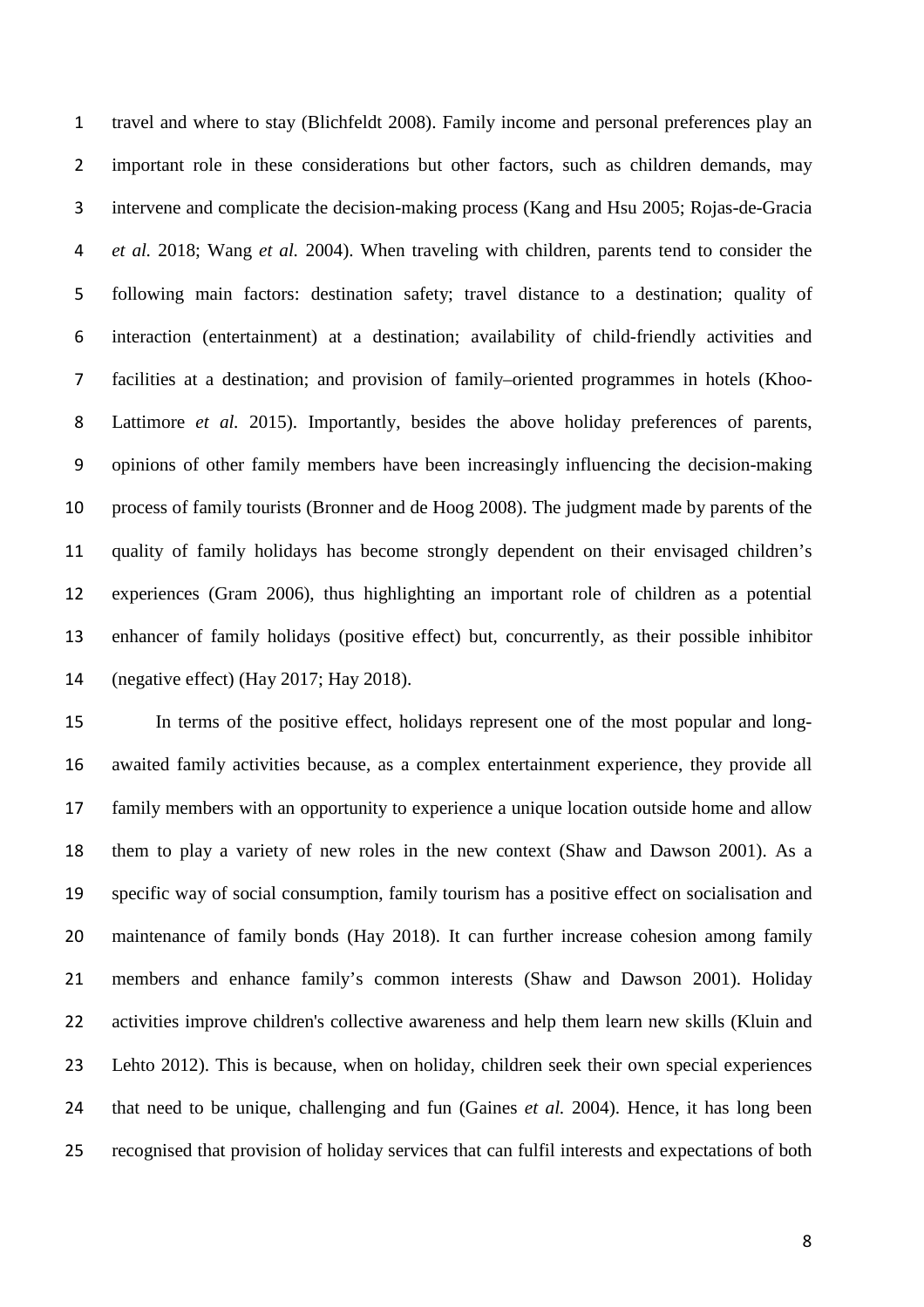travel and where to stay (Blichfeldt 2008). Family income and personal preferences play an important role in these considerations but other factors, such as children demands, may intervene and complicate the decision-making process (Kang and Hsu 2005; Rojas-de-Gracia *et al.* 2018; Wang *et al.* 2004). When traveling with children, parents tend to consider the following main factors: destination safety; travel distance to a destination; quality of interaction (entertainment) at a destination; availability of child-friendly activities and facilities at a destination; and provision of family–oriented programmes in hotels (Khoo-Lattimore *et al.* 2015). Importantly, besides the above holiday preferences of parents, opinions of other family members have been increasingly influencing the decision-making process of family tourists (Bronner and de Hoog 2008). The judgment made by parents of the quality of family holidays has become strongly dependent on their envisaged children's experiences (Gram 2006), thus highlighting an important role of children as a potential enhancer of family holidays (positive effect) but, concurrently, as their possible inhibitor (negative effect) (Hay 2017; Hay 2018).

In terms of the positive effect, holidays represent one of the most popular and long-awaited family activities because, as a complex entertainment experience, they provide all family members with an opportunity to experience a unique location outside home and allow them to play a variety of new roles in the new context (Shaw and Dawson 2001). As a specific way of social consumption, family tourism has a positive effect on socialisation and maintenance of family bonds (Hay 2018). It can further increase cohesion among family members and enhance family's common interests (Shaw and Dawson 2001). Holiday activities improve children's collective awareness and help them learn new skills (Kluin and Lehto 2012). This is because, when on holiday, children seek their own special experiences that need to be unique, challenging and fun (Gaines *et al.* 2004). Hence, it has long been recognised that provision of holiday services that can fulfil interests and expectations of both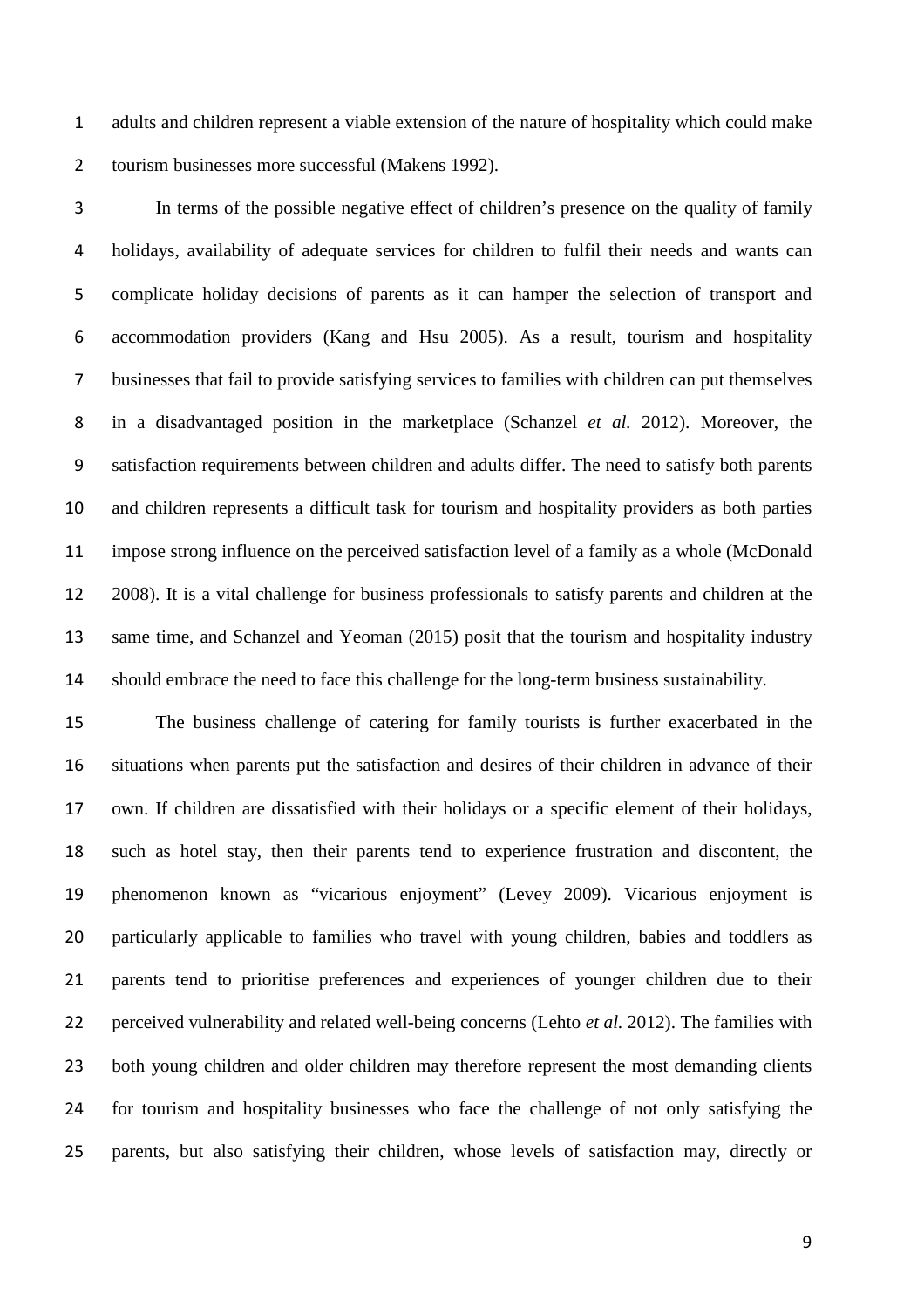adults and children represent a viable extension of the nature of hospitality which could make tourism businesses more successful (Makens 1992).

In terms of the possible negative effect of children's presence on the quality of family holidays, availability of adequate services for children to fulfil their needs and wants can complicate holiday decisions of parents as it can hamper the selection of transport and accommodation providers (Kang and Hsu 2005). As a result, tourism and hospitality businesses that fail to provide satisfying services to families with children can put themselves in a disadvantaged position in the marketplace (Schanzel *et al.* 2012). Moreover, the satisfaction requirements between children and adults differ. The need to satisfy both parents and children represents a difficult task for tourism and hospitality providers as both parties impose strong influence on the perceived satisfaction level of a family as a whole (McDonald 2008). It is a vital challenge for business professionals to satisfy parents and children at the same time, and Schanzel and Yeoman (2015) posit that the tourism and hospitality industry should embrace the need to face this challenge for the long-term business sustainability.

The business challenge of catering for family tourists is further exacerbated in the situations when parents put the satisfaction and desires of their children in advance of their own. If children are dissatisfied with their holidays or a specific element of their holidays, such as hotel stay, then their parents tend to experience frustration and discontent, the phenomenon known as "vicarious enjoyment" (Levey 2009). Vicarious enjoyment is particularly applicable to families who travel with young children, babies and toddlers as parents tend to prioritise preferences and experiences of younger children due to their perceived vulnerability and related well-being concerns (Lehto *et al.* 2012). The families with both young children and older children may therefore represent the most demanding clients for tourism and hospitality businesses who face the challenge of not only satisfying the parents, but also satisfying their children, whose levels of satisfaction may, directly or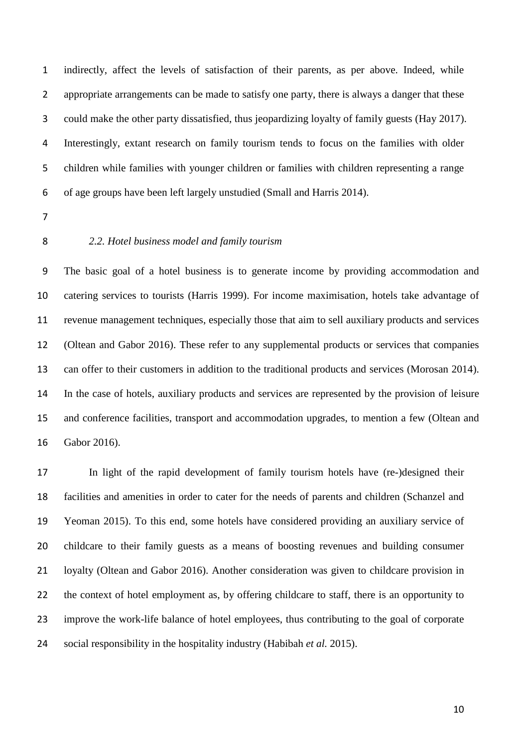indirectly, affect the levels of satisfaction of their parents, as per above. Indeed, while appropriate arrangements can be made to satisfy one party, there is always a danger that these could make the other party dissatisfied, thus jeopardizing loyalty of family guests (Hay 2017). Interestingly, extant research on family tourism tends to focus on the families with older children while families with younger children or families with children representing a range of age groups have been left largely unstudied (Small and Harris 2014).

### *2.2. Hotel business model and family tourism*

The basic goal of a hotel business is to generate income by providing accommodation and catering services to tourists (Harris 1999). For income maximisation, hotels take advantage of revenue management techniques, especially those that aim to sell auxiliary products and services (Oltean and Gabor 2016). These refer to any supplemental products or services that companies can offer to their customers in addition to the traditional products and services (Morosan 2014). In the case of hotels, auxiliary products and services are represented by the provision of leisure and conference facilities, transport and accommodation upgrades, to mention a few (Oltean and Gabor 2016).

In light of the rapid development of family tourism hotels have (re-)designed their facilities and amenities in order to cater for the needs of parents and children (Schanzel and Yeoman 2015). To this end, some hotels have considered providing an auxiliary service of childcare to their family guests as a means of boosting revenues and building consumer loyalty (Oltean and Gabor 2016). Another consideration was given to childcare provision in the context of hotel employment as, by offering childcare to staff, there is an opportunity to improve the work-life balance of hotel employees, thus contributing to the goal of corporate social responsibility in the hospitality industry (Habibah *et al.* 2015).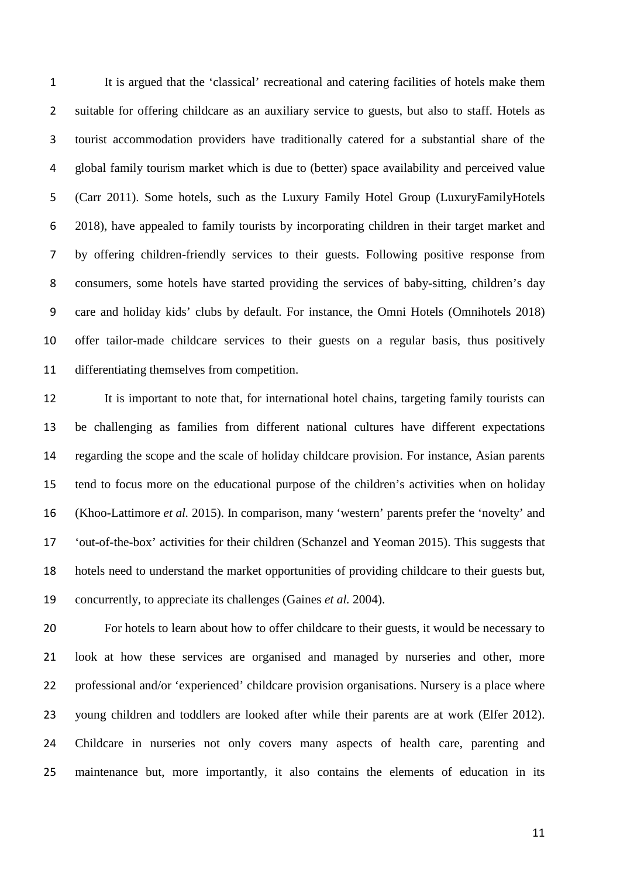It is argued that the 'classical' recreational and catering facilities of hotels make them suitable for offering childcare as an auxiliary service to guests, but also to staff. Hotels as tourist accommodation providers have traditionally catered for a substantial share of the global family tourism market which is due to (better) space availability and perceived value (Carr 2011). Some hotels, such as the Luxury Family Hotel Group (LuxuryFamilyHotels 2018), have appealed to family tourists by incorporating children in their target market and by offering children-friendly services to their guests. Following positive response from consumers, some hotels have started providing the services of baby-sitting, children's day care and holiday kids' clubs by default. For instance, the Omni Hotels (Omnihotels 2018) offer tailor-made childcare services to their guests on a regular basis, thus positively differentiating themselves from competition.

It is important to note that, for international hotel chains, targeting family tourists can be challenging as families from different national cultures have different expectations regarding the scope and the scale of holiday childcare provision. For instance, Asian parents tend to focus more on the educational purpose of the children's activities when on holiday (Khoo-Lattimore *et al.* 2015). In comparison, many 'western' parents prefer the 'novelty' and 'out-of-the-box' activities for their children (Schanzel and Yeoman 2015). This suggests that hotels need to understand the market opportunities of providing childcare to their guests but, concurrently, to appreciate its challenges (Gaines *et al.* 2004).

For hotels to learn about how to offer childcare to their guests, it would be necessary to look at how these services are organised and managed by nurseries and other, more professional and/or 'experienced' childcare provision organisations. Nursery is a place where young children and toddlers are looked after while their parents are at work (Elfer 2012). Childcare in nurseries not only covers many aspects of health care, parenting and maintenance but, more importantly, it also contains the elements of education in its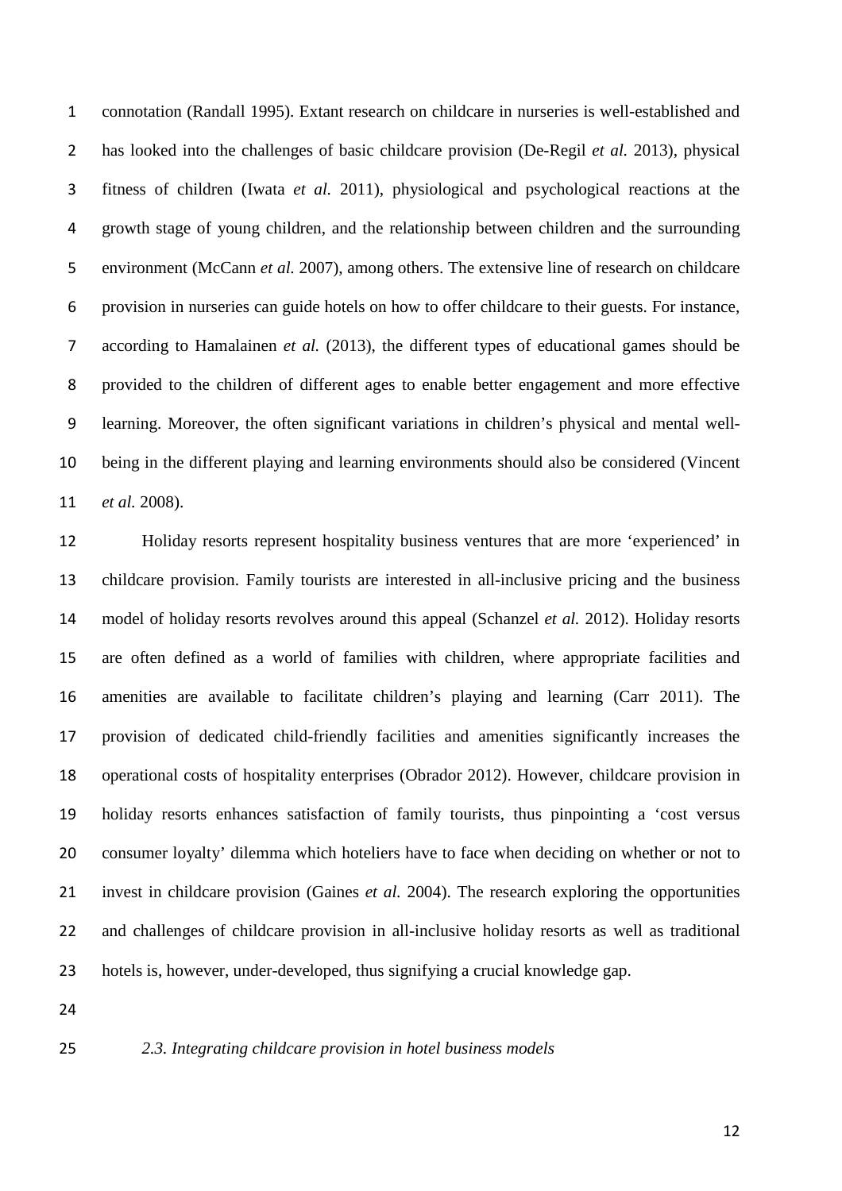connotation (Randall 1995). Extant research on childcare in nurseries is well-established and has looked into the challenges of basic childcare provision (De-Regil *et al.* 2013), physical fitness of children (Iwata *et al.* 2011), physiological and psychological reactions at the growth stage of young children, and the relationship between children and the surrounding environment (McCann *et al.* 2007), among others. The extensive line of research on childcare provision in nurseries can guide hotels on how to offer childcare to their guests. For instance, according to Hamalainen *et al.* (2013), the different types of educational games should be provided to the children of different ages to enable better engagement and more effective learning. Moreover, the often significant variations in children's physical and mental well-being in the different playing and learning environments should also be considered (Vincent *et al.* 2008).

Holiday resorts represent hospitality business ventures that are more 'experienced' in childcare provision. Family tourists are interested in all-inclusive pricing and the business model of holiday resorts revolves around this appeal (Schanzel *et al.* 2012). Holiday resorts are often defined as a world of families with children, where appropriate facilities and amenities are available to facilitate children's playing and learning (Carr 2011). The provision of dedicated child-friendly facilities and amenities significantly increases the operational costs of hospitality enterprises (Obrador 2012). However, childcare provision in holiday resorts enhances satisfaction of family tourists, thus pinpointing a 'cost versus consumer loyalty' dilemma which hoteliers have to face when deciding on whether or not to invest in childcare provision (Gaines *et al.* 2004). The research exploring the opportunities and challenges of childcare provision in all-inclusive holiday resorts as well as traditional hotels is, however, under-developed, thus signifying a crucial knowledge gap.

### *2.3. Integrating childcare provision in hotel business models*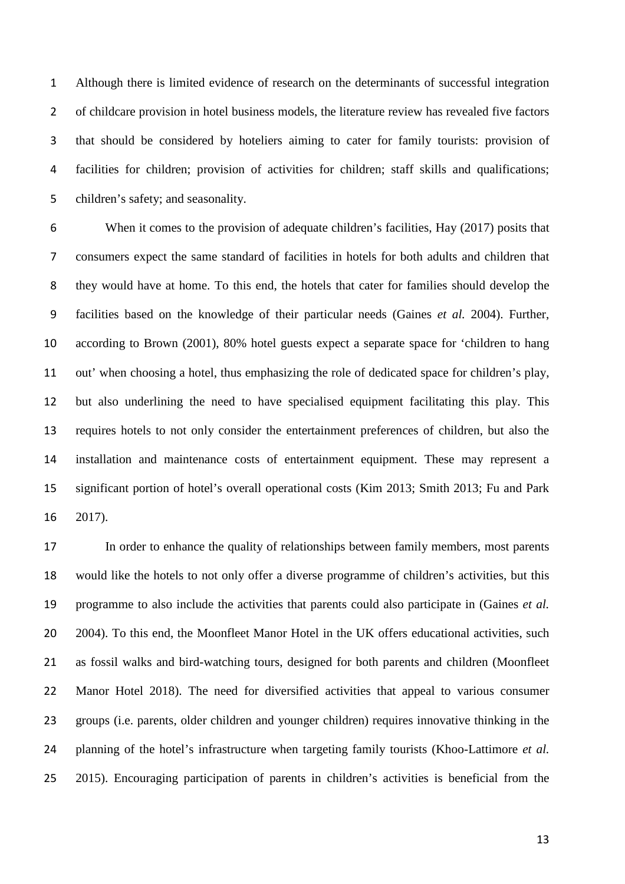Although there is limited evidence of research on the determinants of successful integration of childcare provision in hotel business models, the literature review has revealed five factors that should be considered by hoteliers aiming to cater for family tourists: provision of facilities for children; provision of activities for children; staff skills and qualifications; children's safety; and seasonality.

When it comes to the provision of adequate children's facilities, Hay (2017) posits that consumers expect the same standard of facilities in hotels for both adults and children that they would have at home. To this end, the hotels that cater for families should develop the facilities based on the knowledge of their particular needs (Gaines *et al.* 2004). Further, according to Brown (2001), 80% hotel guests expect a separate space for 'children to hang out' when choosing a hotel, thus emphasizing the role of dedicated space for children's play, but also underlining the need to have specialised equipment facilitating this play. This requires hotels to not only consider the entertainment preferences of children, but also the installation and maintenance costs of entertainment equipment. These may represent a significant portion of hotel's overall operational costs (Kim 2013; Smith 2013; Fu and Park 2017).

In order to enhance the quality of relationships between family members, most parents would like the hotels to not only offer a diverse programme of children's activities, but this programme to also include the activities that parents could also participate in (Gaines *et al.* 2004). To this end, the Moonfleet Manor Hotel in the UK offers educational activities, such as fossil walks and bird-watching tours, designed for both parents and children (Moonfleet Manor Hotel 2018). The need for diversified activities that appeal to various consumer groups (i.e. parents, older children and younger children) requires innovative thinking in the planning of the hotel's infrastructure when targeting family tourists (Khoo-Lattimore *et al.* 2015). Encouraging participation of parents in children's activities is beneficial from the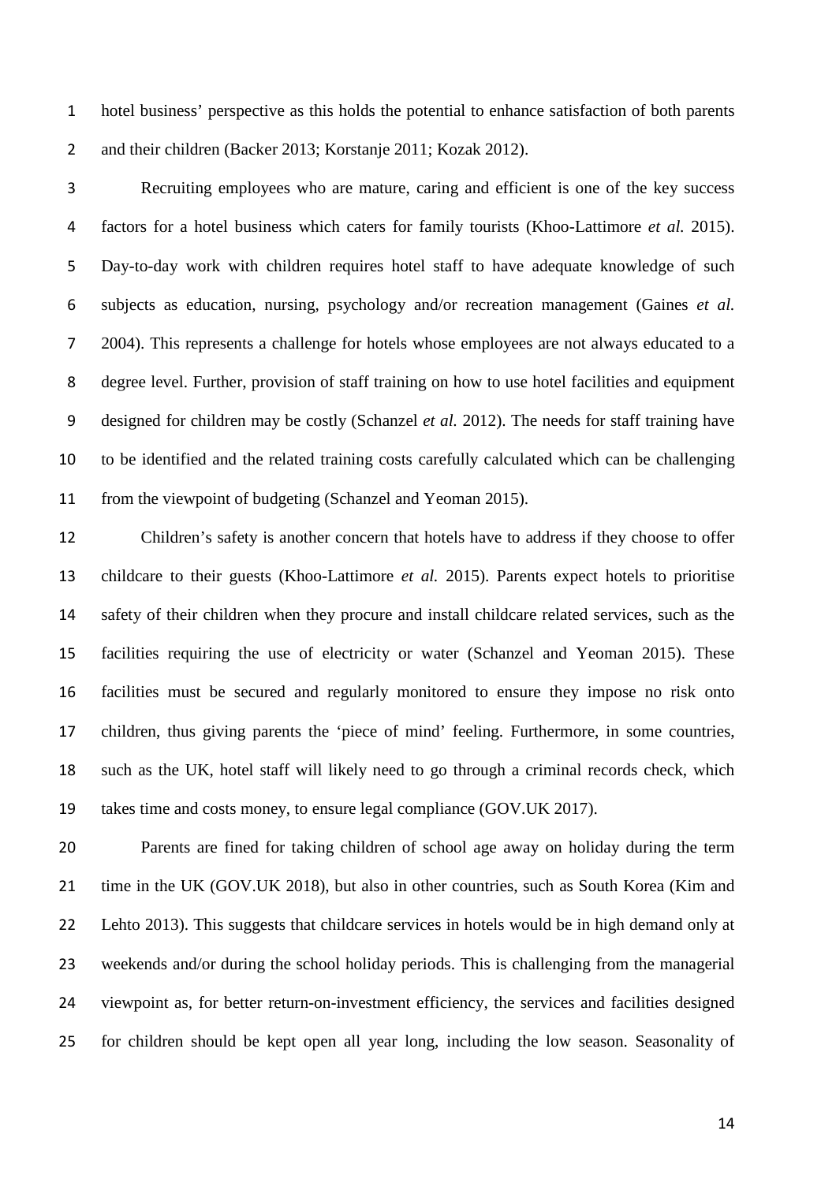hotel business' perspective as this holds the potential to enhance satisfaction of both parents and their children (Backer 2013; Korstanje 2011; Kozak 2012).

Recruiting employees who are mature, caring and efficient is one of the key success factors for a hotel business which caters for family tourists (Khoo-Lattimore *et al.* 2015). Day-to-day work with children requires hotel staff to have adequate knowledge of such subjects as education, nursing, psychology and/or recreation management (Gaines *et al.* 2004). This represents a challenge for hotels whose employees are not always educated to a degree level. Further, provision of staff training on how to use hotel facilities and equipment designed for children may be costly (Schanzel *et al.* 2012). The needs for staff training have to be identified and the related training costs carefully calculated which can be challenging from the viewpoint of budgeting (Schanzel and Yeoman 2015).

Children's safety is another concern that hotels have to address if they choose to offer childcare to their guests (Khoo-Lattimore *et al.* 2015). Parents expect hotels to prioritise safety of their children when they procure and install childcare related services, such as the facilities requiring the use of electricity or water (Schanzel and Yeoman 2015). These facilities must be secured and regularly monitored to ensure they impose no risk onto children, thus giving parents the 'piece of mind' feeling. Furthermore, in some countries, such as the UK, hotel staff will likely need to go through a criminal records check, which takes time and costs money, to ensure legal compliance (GOV.UK 2017).

Parents are fined for taking children of school age away on holiday during the term time in the UK (GOV.UK 2018), but also in other countries, such as South Korea (Kim and Lehto 2013). This suggests that childcare services in hotels would be in high demand only at weekends and/or during the school holiday periods. This is challenging from the managerial viewpoint as, for better return-on-investment efficiency, the services and facilities designed for children should be kept open all year long, including the low season. Seasonality of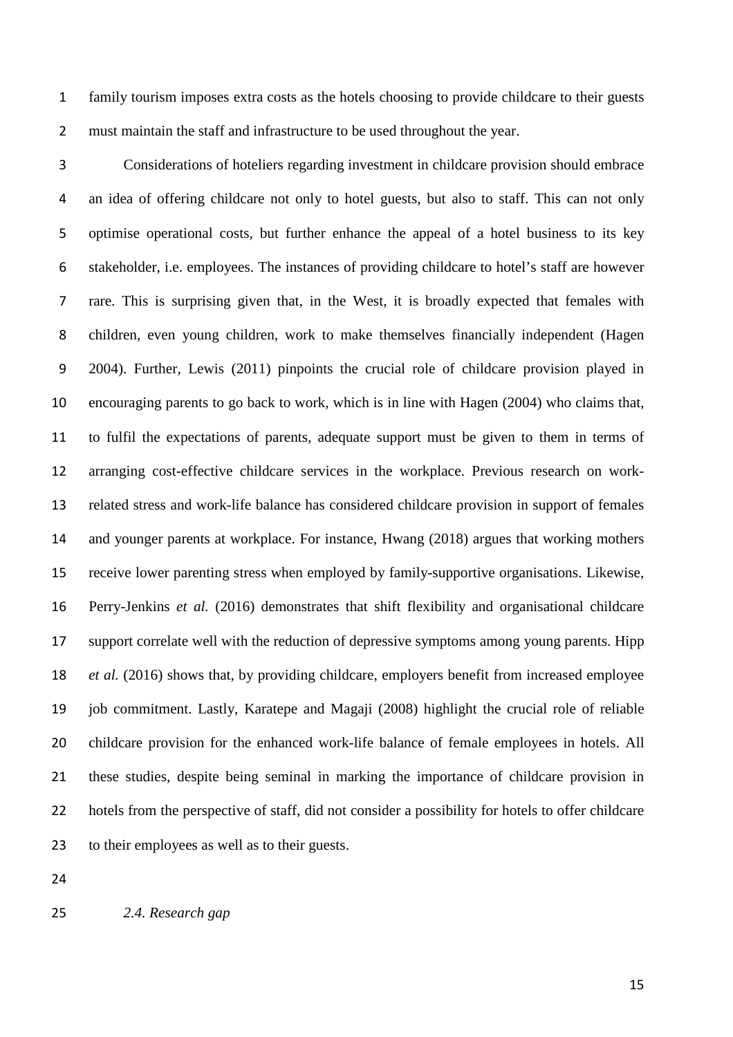family tourism imposes extra costs as the hotels choosing to provide childcare to their guests must maintain the staff and infrastructure to be used throughout the year.

Considerations of hoteliers regarding investment in childcare provision should embrace an idea of offering childcare not only to hotel guests, but also to staff. This can not only optimise operational costs, but further enhance the appeal of a hotel business to its key stakeholder, i.e. employees. The instances of providing childcare to hotel's staff are however rare. This is surprising given that, in the West, it is broadly expected that females with children, even young children, work to make themselves financially independent (Hagen 2004). Further, Lewis (2011) pinpoints the crucial role of childcare provision played in encouraging parents to go back to work, which is in line with Hagen (2004) who claims that, to fulfil the expectations of parents, adequate support must be given to them in terms of arranging cost-effective childcare services in the workplace. Previous research on work-related stress and work-life balance has considered childcare provision in support of females and younger parents at workplace. For instance, Hwang (2018) argues that working mothers receive lower parenting stress when employed by family-supportive organisations. Likewise, Perry-Jenkins *et al.* (2016) demonstrates that shift flexibility and organisational childcare support correlate well with the reduction of depressive symptoms among young parents. Hipp *et al.* (2016) shows that, by providing childcare, employers benefit from increased employee job commitment. Lastly, Karatepe and Magaji (2008) highlight the crucial role of reliable childcare provision for the enhanced work-life balance of female employees in hotels. All these studies, despite being seminal in marking the importance of childcare provision in hotels from the perspective of staff, did not consider a possibility for hotels to offer childcare to their employees as well as to their guests.

### *2.4. Research gap*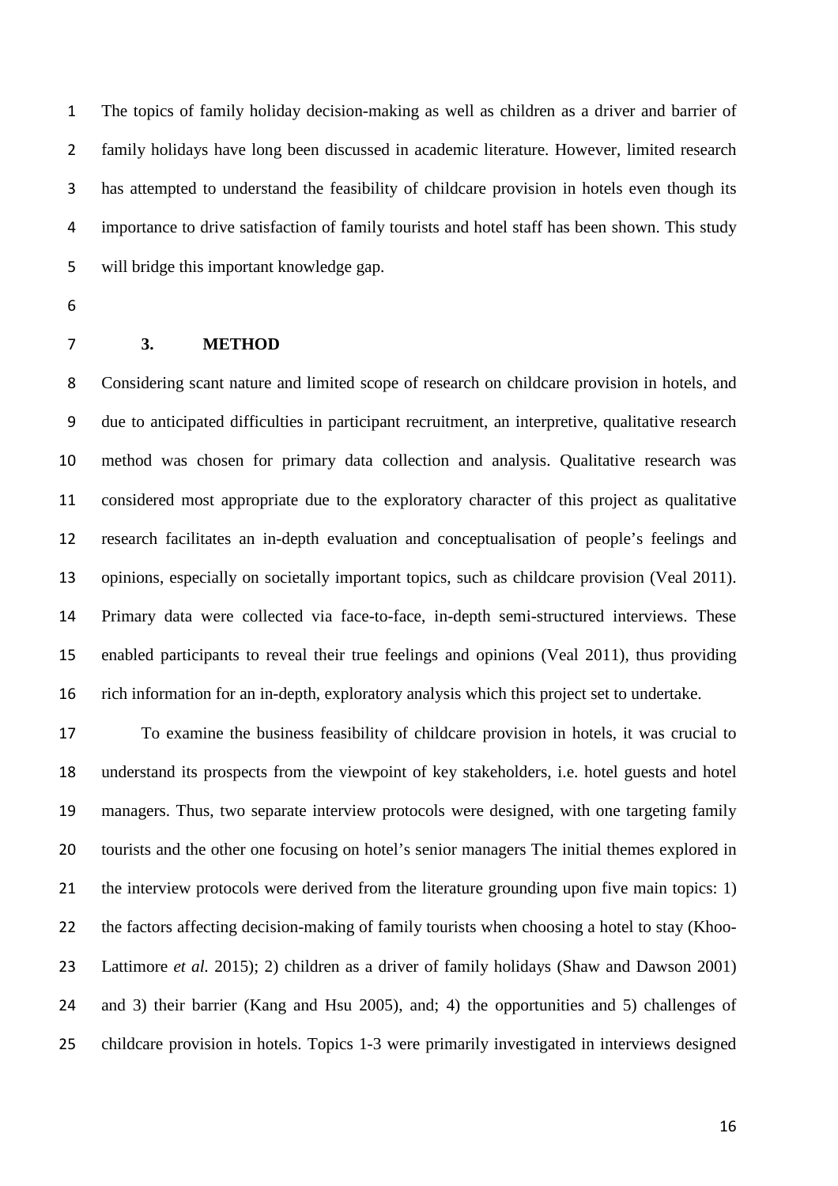The topics of family holiday decision-making as well as children as a driver and barrier of family holidays have long been discussed in academic literature. However, limited research has attempted to understand the feasibility of childcare provision in hotels even though its importance to drive satisfaction of family tourists and hotel staff has been shown. This study will bridge this important knowledge gap.

## 3. METHOD

Considering scant nature and limited scope of research on childcare provision in hotels, and due to anticipated difficulties in participant recruitment, an interpretive, qualitative research method was chosen for primary data collection and analysis. Qualitative research was considered most appropriate due to the exploratory character of this project as qualitative research facilitates an in-depth evaluation and conceptualisation of people's feelings and opinions, especially on societally important topics, such as childcare provision (Veal 2011). Primary data were collected via face-to-face, in-depth semi-structured interviews. These enabled participants to reveal their true feelings and opinions (Veal 2011), thus providing rich information for an in-depth, exploratory analysis which this project set to undertake.

To examine the business feasibility of childcare provision in hotels, it was crucial to understand its prospects from the viewpoint of key stakeholders, i.e. hotel guests and hotel managers. Thus, two separate interview protocols were designed, with one targeting family tourists and the other one focusing on hotel's senior managers The initial themes explored in the interview protocols were derived from the literature grounding upon five main topics: 1) the factors affecting decision-making of family tourists when choosing a hotel to stay (Khoo-Lattimore *et al.* 2015); 2) children as a driver of family holidays (Shaw and Dawson 2001) and 3) their barrier (Kang and Hsu 2005), and; 4) the opportunities and 5) challenges of childcare provision in hotels. Topics 1-3 were primarily investigated in interviews designed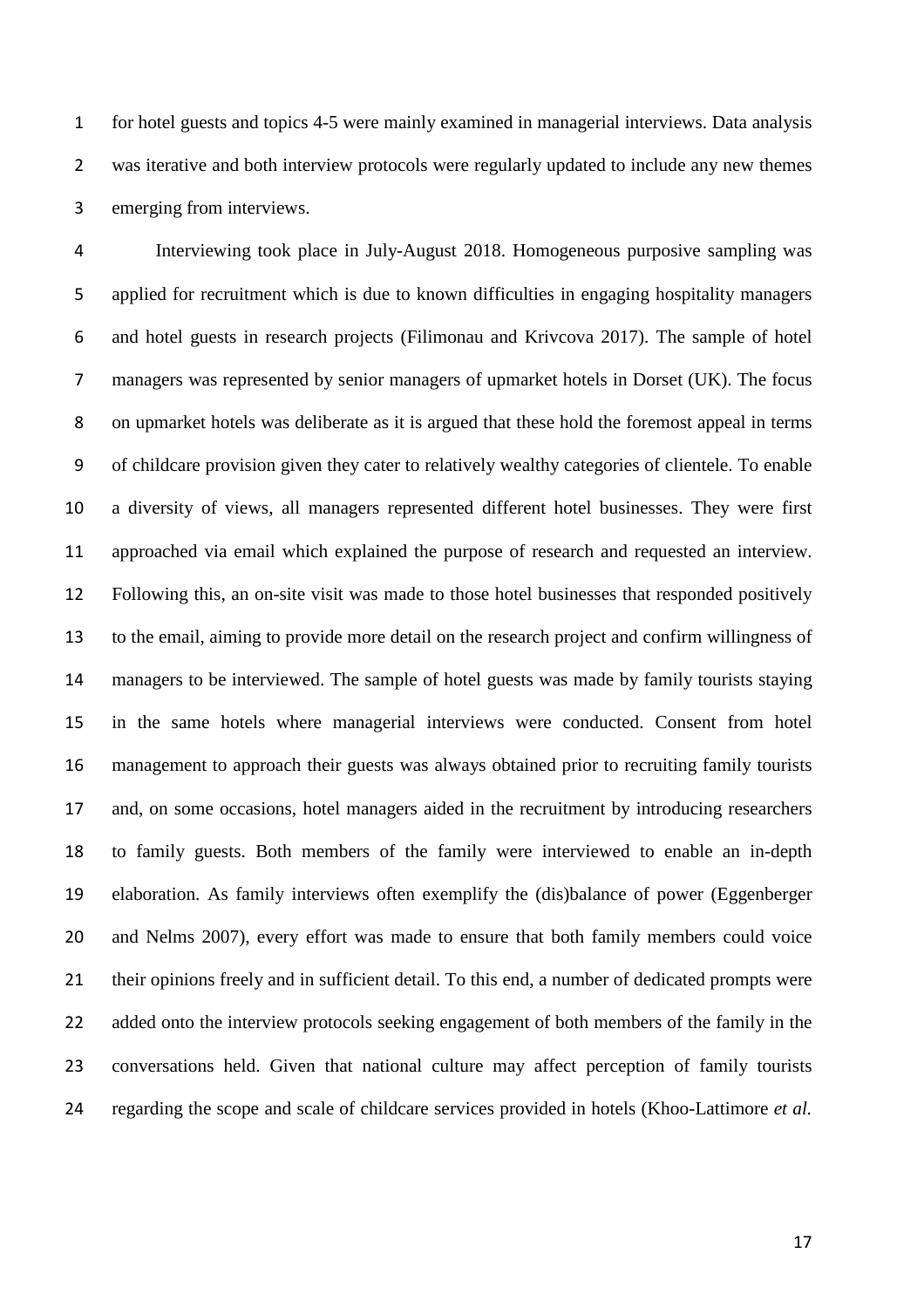for hotel guests and topics 4-5 were mainly examined in managerial interviews. Data analysis was iterative and both interview protocols were regularly updated to include any new themes emerging from interviews.

Interviewing took place in July-August 2018. Homogeneous purposive sampling was applied for recruitment which is due to known difficulties in engaging hospitality managers and hotel guests in research projects (Filimonau and Krivcova 2017). The sample of hotel managers was represented by senior managers of upmarket hotels in Dorset (UK). The focus on upmarket hotels was deliberate as it is argued that these hold the foremost appeal in terms of childcare provision given they cater to relatively wealthy categories of clientele. To enable a diversity of views, all managers represented different hotel businesses. They were first approached via email which explained the purpose of research and requested an interview. Following this, an on-site visit was made to those hotel businesses that responded positively to the email, aiming to provide more detail on the research project and confirm willingness of managers to be interviewed. The sample of hotel guests was made by family tourists staying in the same hotels where managerial interviews were conducted. Consent from hotel management to approach their guests was always obtained prior to recruiting family tourists and, on some occasions, hotel managers aided in the recruitment by introducing researchers to family guests. Both members of the family were interviewed to enable an in-depth elaboration. As family interviews often exemplify the (dis)balance of power (Eggenberger and Nelms 2007), every effort was made to ensure that both family members could voice their opinions freely and in sufficient detail. To this end, a number of dedicated prompts were added onto the interview protocols seeking engagement of both members of the family in the conversations held. Given that national culture may affect perception of family tourists regarding the scope and scale of childcare services provided in hotels (Khoo-Lattimore *et al.*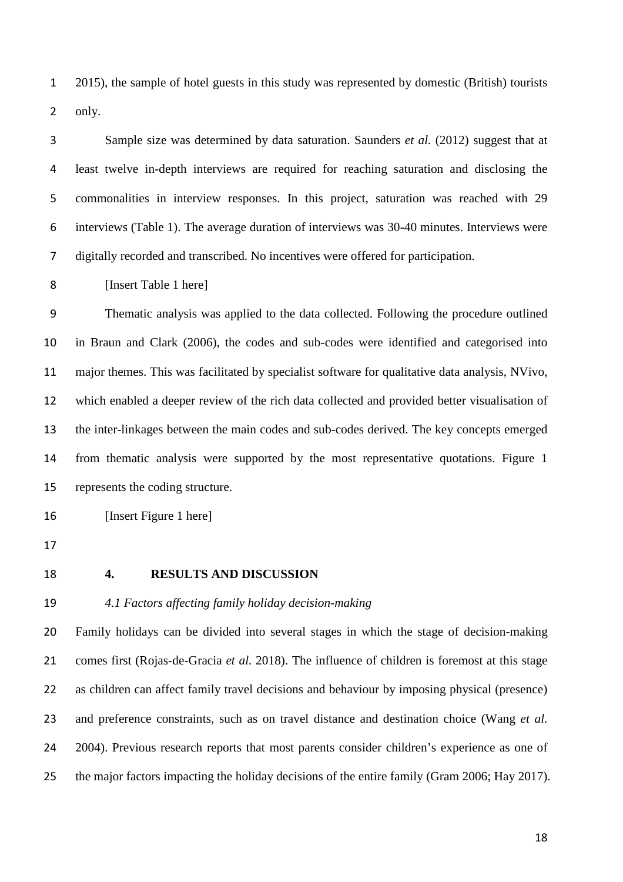2015), the sample of hotel guests in this study was represented by domestic (British) tourists only.

Sample size was determined by data saturation. Saunders *et al.* (2012) suggest that at least twelve in-depth interviews are required for reaching saturation and disclosing the commonalities in interview responses. In this project, saturation was reached with 29 interviews (Table 1). The average duration of interviews was 30-40 minutes. Interviews were digitally recorded and transcribed. No incentives were offered for participation.

[Insert Table 1 here]

Thematic analysis was applied to the data collected. Following the procedure outlined in Braun and Clark (2006), the codes and sub-codes were identified and categorised into major themes. This was facilitated by specialist software for qualitative data analysis, NVivo, which enabled a deeper review of the rich data collected and provided better visualisation of the inter-linkages between the main codes and sub-codes derived. The key concepts emerged from thematic analysis were supported by the most representative quotations. Figure 1 represents the coding structure.

[Insert Figure 1 here]

## 4. RESULTS AND DISCUSSION

### *4.1 Factors affecting family holiday decision-making*

Family holidays can be divided into several stages in which the stage of decision-making comes first (Rojas-de-Gracia *et al.* 2018). The influence of children is foremost at this stage as children can affect family travel decisions and behaviour by imposing physical (presence) and preference constraints, such as on travel distance and destination choice (Wang *et al.* 2004). Previous research reports that most parents consider children's experience as one of the major factors impacting the holiday decisions of the entire family (Gram 2006; Hay 2017).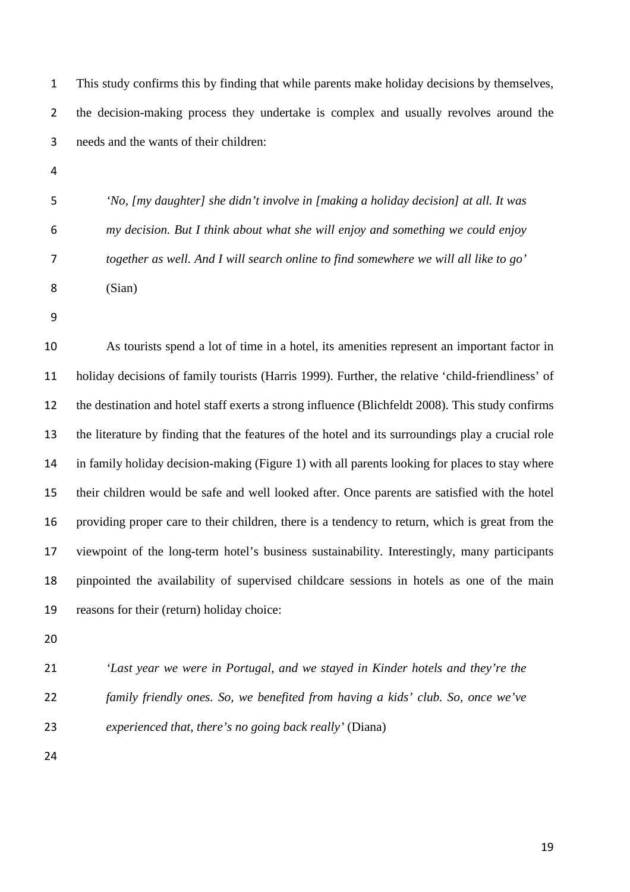This study confirms this by finding that while parents make holiday decisions by themselves, the decision-making process they undertake is complex and usually revolves around the needs and the wants of their children:

> *'No, [my daughter] she didn't involve in [making a holiday decision] at all. It was my decision. But I think about what she will enjoy and something we could enjoy together as well. And I will search online to find somewhere we will all like to go'* (Sian)

As tourists spend a lot of time in a hotel, its amenities represent an important factor in holiday decisions of family tourists (Harris 1999). Further, the relative 'child-friendliness' of the destination and hotel staff exerts a strong influence (Blichfeldt 2008). This study confirms the literature by finding that the features of the hotel and its surroundings play a crucial role in family holiday decision-making (Figure 1) with all parents looking for places to stay where their children would be safe and well looked after. Once parents are satisfied with the hotel providing proper care to their children, there is a tendency to return, which is great from the viewpoint of the long-term hotel's business sustainability. Interestingly, many participants pinpointed the availability of supervised childcare sessions in hotels as one of the main reasons for their (return) holiday choice:

> *'Last year we were in Portugal, and we stayed in Kinder hotels and they're the family friendly ones. So, we benefited from having a kids' club. So, once we've experienced that, there's no going back really'* (Diana)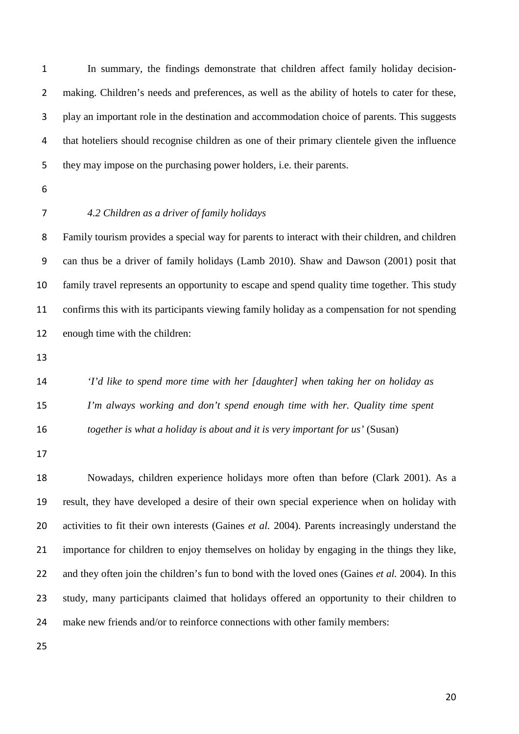In summary, the findings demonstrate that children affect family holiday decision-making. Children's needs and preferences, as well as the ability of hotels to cater for these, play an important role in the destination and accommodation choice of parents. This suggests that hoteliers should recognise children as one of their primary clientele given the influence they may impose on the purchasing power holders, i.e. their parents.

### *4.2 Children as a driver of family holidays*

Family tourism provides a special way for parents to interact with their children, and children can thus be a driver of family holidays (Lamb 2010). Shaw and Dawson (2001) posit that family travel represents an opportunity to escape and spend quality time together. This study confirms this with its participants viewing family holiday as a compensation for not spending enough time with the children:

> *'I'd like to spend more time with her [daughter] when taking her on holiday as I'm always working and don't spend enough time with her. Quality time spent together is what a holiday is about and it is very important for us'* (Susan)

Nowadays, children experience holidays more often than before (Clark 2001). As a result, they have developed a desire of their own special experience when on holiday with activities to fit their own interests (Gaines *et al.* 2004). Parents increasingly understand the importance for children to enjoy themselves on holiday by engaging in the things they like, and they often join the children's fun to bond with the loved ones (Gaines *et al.* 2004). In this study, many participants claimed that holidays offered an opportunity to their children to make new friends and/or to reinforce connections with other family members: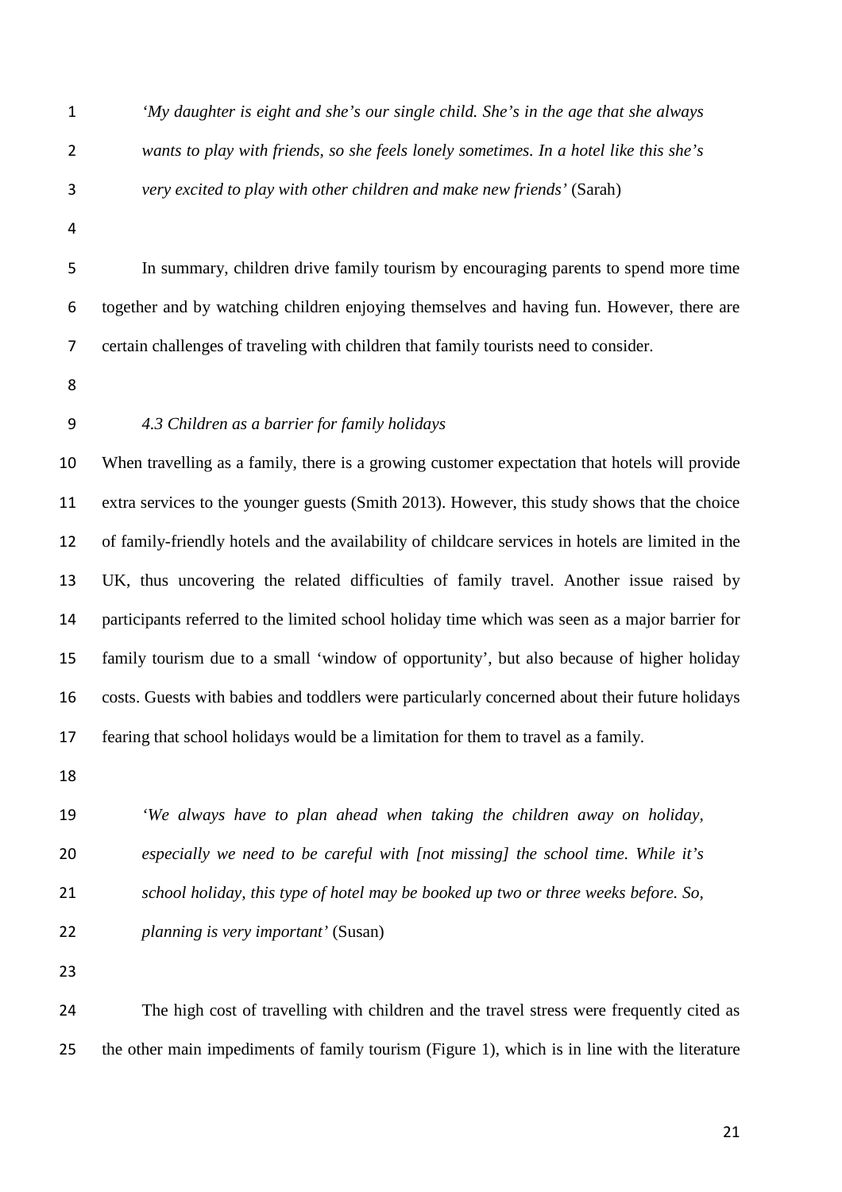> *'My daughter is eight and she's our single child. She's in the age that she always wants to play with friends, so she feels lonely sometimes. In a hotel like this she's very excited to play with other children and make new friends'* (Sarah)

In summary, children drive family tourism by encouraging parents to spend more time together and by watching children enjoying themselves and having fun. However, there are certain challenges of traveling with children that family tourists need to consider.

### *4.3 Children as a barrier for family holidays*

When travelling as a family, there is a growing customer expectation that hotels will provide extra services to the younger guests (Smith 2013). However, this study shows that the choice of family-friendly hotels and the availability of childcare services in hotels are limited in the UK, thus uncovering the related difficulties of family travel. Another issue raised by participants referred to the limited school holiday time which was seen as a major barrier for family tourism due to a small 'window of opportunity', but also because of higher holiday costs. Guests with babies and toddlers were particularly concerned about their future holidays fearing that school holidays would be a limitation for them to travel as a family.

> *'We always have to plan ahead when taking the children away on holiday, especially we need to be careful with [not missing] the school time. While it's school holiday, this type of hotel may be booked up two or three weeks before. So, planning is very important'* (Susan)

The high cost of travelling with children and the travel stress were frequently cited as the other main impediments of family tourism (Figure 1), which is in line with the literature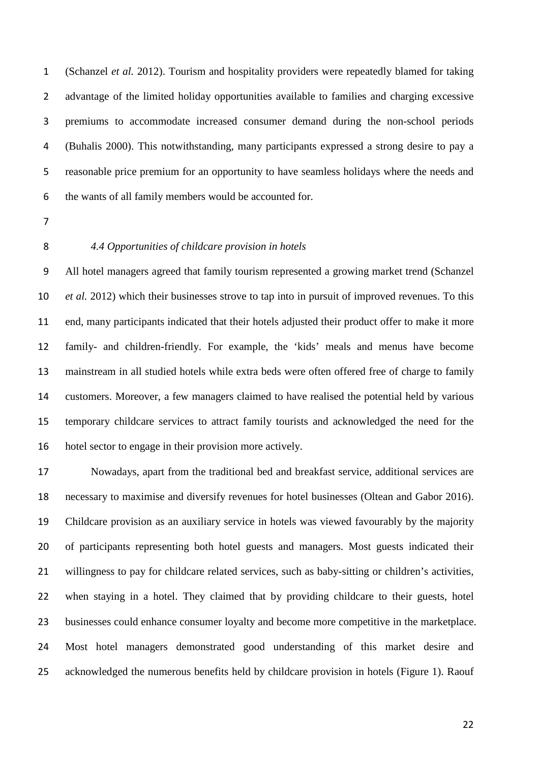(Schanzel *et al.* 2012). Tourism and hospitality providers were repeatedly blamed for taking advantage of the limited holiday opportunities available to families and charging excessive premiums to accommodate increased consumer demand during the non-school periods (Buhalis 2000). This notwithstanding, many participants expressed a strong desire to pay a reasonable price premium for an opportunity to have seamless holidays where the needs and the wants of all family members would be accounted for.

### *4.4 Opportunities of childcare provision in hotels*

All hotel managers agreed that family tourism represented a growing market trend (Schanzel *et al.* 2012) which their businesses strove to tap into in pursuit of improved revenues. To this end, many participants indicated that their hotels adjusted their product offer to make it more family- and children-friendly. For example, the 'kids' meals and menus have become mainstream in all studied hotels while extra beds were often offered free of charge to family customers. Moreover, a few managers claimed to have realised the potential held by various temporary childcare services to attract family tourists and acknowledged the need for the hotel sector to engage in their provision more actively.

Nowadays, apart from the traditional bed and breakfast service, additional services are necessary to maximise and diversify revenues for hotel businesses (Oltean and Gabor 2016). Childcare provision as an auxiliary service in hotels was viewed favourably by the majority of participants representing both hotel guests and managers. Most guests indicated their willingness to pay for childcare related services, such as baby-sitting or children's activities, when staying in a hotel. They claimed that by providing childcare to their guests, hotel businesses could enhance consumer loyalty and become more competitive in the marketplace. Most hotel managers demonstrated good understanding of this market desire and acknowledged the numerous benefits held by childcare provision in hotels (Figure 1). Raouf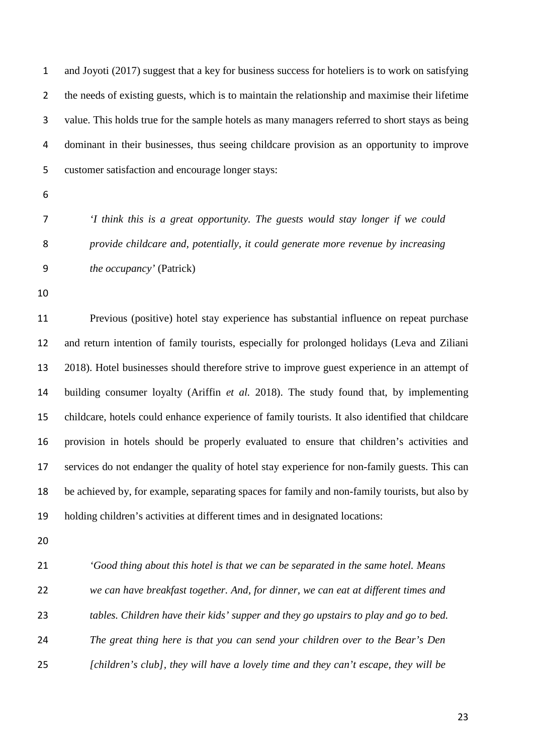and Joyoti (2017) suggest that a key for business success for hoteliers is to work on satisfying the needs of existing guests, which is to maintain the relationship and maximise their lifetime value. This holds true for the sample hotels as many managers referred to short stays as being dominant in their businesses, thus seeing childcare provision as an opportunity to improve customer satisfaction and encourage longer stays:

> *'I think this is a great opportunity. The guests would stay longer if we could provide childcare and, potentially, it could generate more revenue by increasing the occupancy'* (Patrick)

Previous (positive) hotel stay experience has substantial influence on repeat purchase and return intention of family tourists, especially for prolonged holidays (Leva and Ziliani 2018). Hotel businesses should therefore strive to improve guest experience in an attempt of building consumer loyalty (Ariffin *et al.* 2018). The study found that, by implementing childcare, hotels could enhance experience of family tourists. It also identified that childcare provision in hotels should be properly evaluated to ensure that children's activities and services do not endanger the quality of hotel stay experience for non-family guests. This can be achieved by, for example, separating spaces for family and non-family tourists, but also by holding children's activities at different times and in designated locations:

> *'Good thing about this hotel is that we can be separated in the same hotel. Means we can have breakfast together. And, for dinner, we can eat at different times and tables. Children have their kids' supper and they go upstairs to play and go to bed. The great thing here is that you can send your children over to the Bear's Den [children's club], they will have a lovely time and they can't escape, they will be*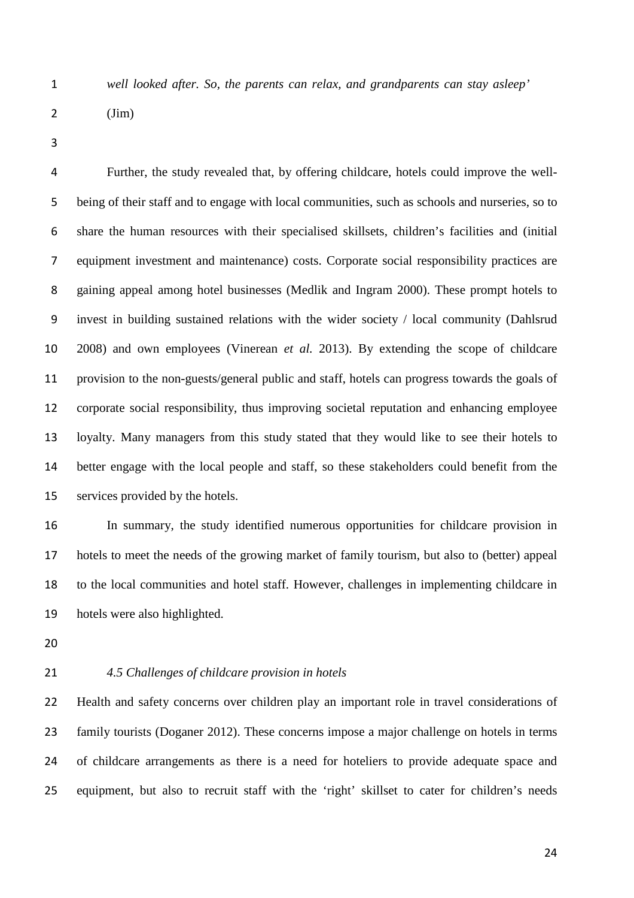*well looked after. So, the parents can relax, and grandparents can stay asleep'* (Jim)

Further, the study revealed that, by offering childcare, hotels could improve the well-being of their staff and to engage with local communities, such as schools and nurseries, so to share the human resources with their specialised skillsets, children's facilities and (initial equipment investment and maintenance) costs. Corporate social responsibility practices are gaining appeal among hotel businesses (Medlik and Ingram 2000). These prompt hotels to invest in building sustained relations with the wider society / local community (Dahlsrud 2008) and own employees (Vinerean *et al.* 2013). By extending the scope of childcare provision to the non-guests/general public and staff, hotels can progress towards the goals of corporate social responsibility, thus improving societal reputation and enhancing employee loyalty. Many managers from this study stated that they would like to see their hotels to better engage with the local people and staff, so these stakeholders could benefit from the services provided by the hotels.

In summary, the study identified numerous opportunities for childcare provision in hotels to meet the needs of the growing market of family tourism, but also to (better) appeal to the local communities and hotel staff. However, challenges in implementing childcare in hotels were also highlighted.

### *4.5 Challenges of childcare provision in hotels*

Health and safety concerns over children play an important role in travel considerations of family tourists (Doganer 2012). These concerns impose a major challenge on hotels in terms of childcare arrangements as there is a need for hoteliers to provide adequate space and equipment, but also to recruit staff with the 'right' skillset to cater for children's needs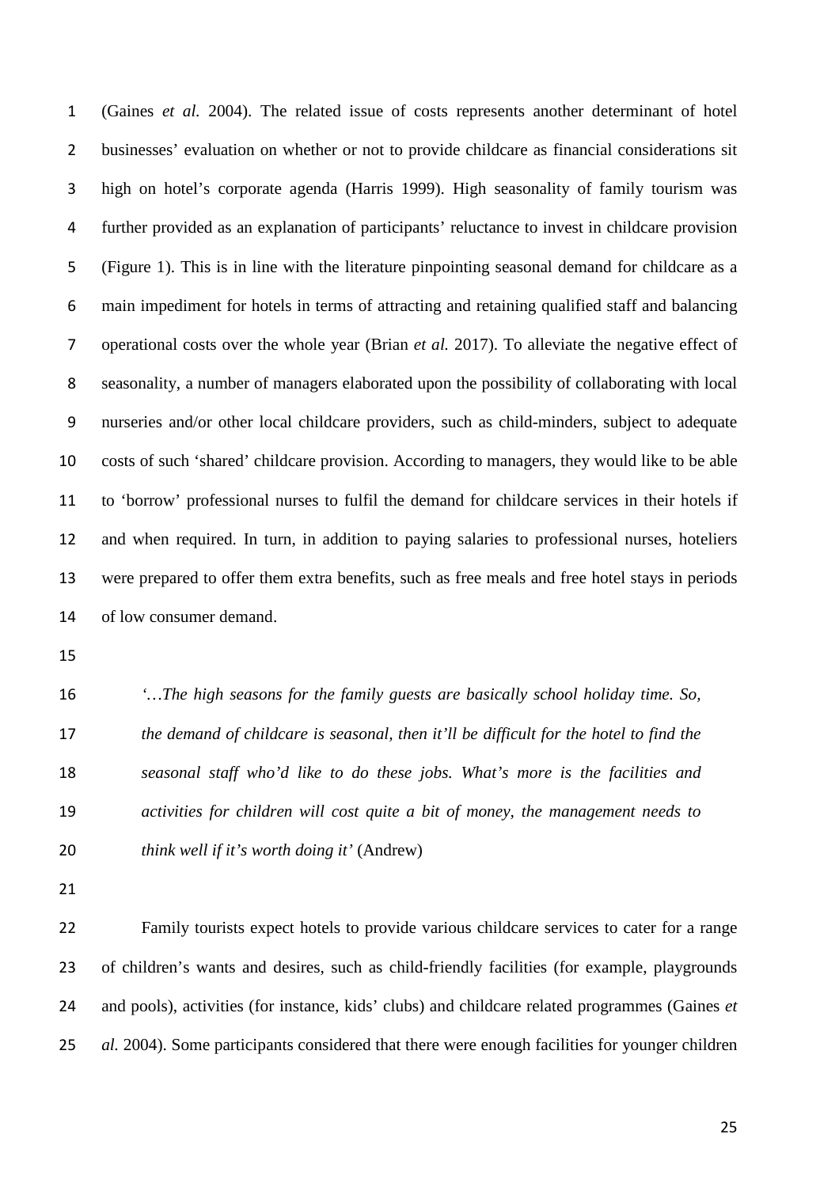(Gaines *et al.* 2004). The related issue of costs represents another determinant of hotel businesses' evaluation on whether or not to provide childcare as financial considerations sit high on hotel's corporate agenda (Harris 1999). High seasonality of family tourism was further provided as an explanation of participants' reluctance to invest in childcare provision (Figure 1). This is in line with the literature pinpointing seasonal demand for childcare as a main impediment for hotels in terms of attracting and retaining qualified staff and balancing operational costs over the whole year (Brian *et al.* 2017). To alleviate the negative effect of seasonality, a number of managers elaborated upon the possibility of collaborating with local nurseries and/or other local childcare providers, such as child-minders, subject to adequate costs of such 'shared' childcare provision. According to managers, they would like to be able to 'borrow' professional nurses to fulfil the demand for childcare services in their hotels if and when required. In turn, in addition to paying salaries to professional nurses, hoteliers were prepared to offer them extra benefits, such as free meals and free hotel stays in periods of low consumer demand.

> *'…The high seasons for the family guests are basically school holiday time. So, the demand of childcare is seasonal, then it'll be difficult for the hotel to find the seasonal staff who'd like to do these jobs. What's more is the facilities and activities for children will cost quite a bit of money, the management needs to think well if it's worth doing it'* (Andrew)

Family tourists expect hotels to provide various childcare services to cater for a range of children's wants and desires, such as child-friendly facilities (for example, playgrounds and pools), activities (for instance, kids' clubs) and childcare related programmes (Gaines *et al.* 2004). Some participants considered that there were enough facilities for younger children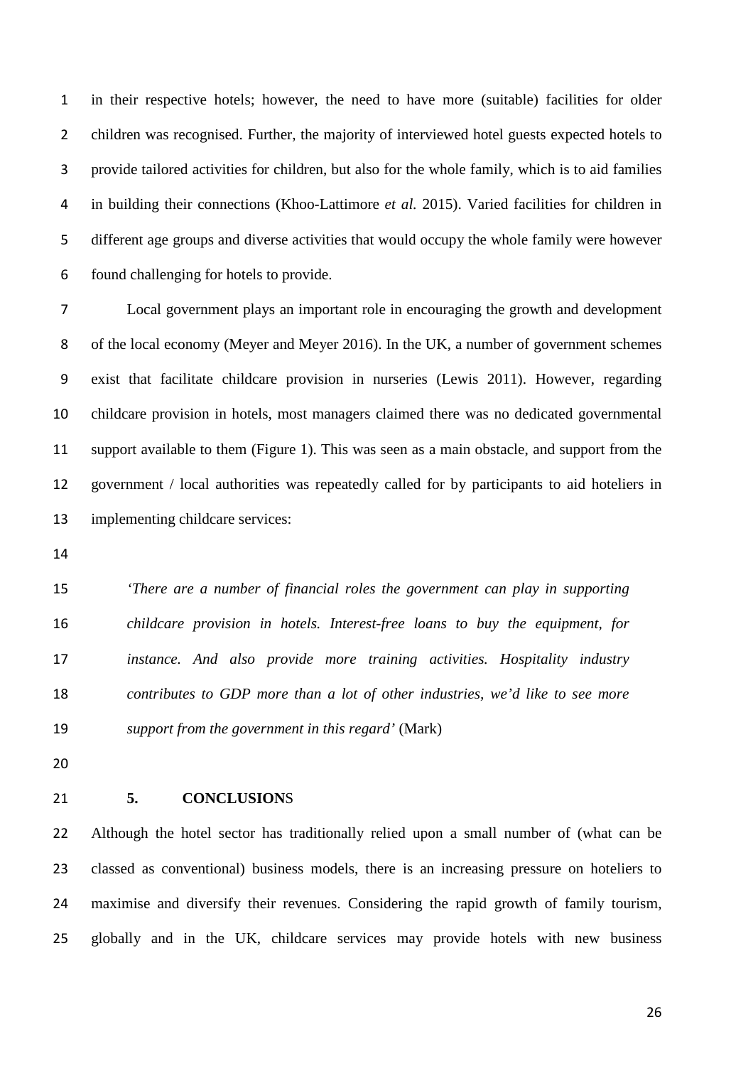in their respective hotels; however, the need to have more (suitable) facilities for older children was recognised. Further, the majority of interviewed hotel guests expected hotels to provide tailored activities for children, but also for the whole family, which is to aid families in building their connections (Khoo-Lattimore *et al.* 2015). Varied facilities for children in different age groups and diverse activities that would occupy the whole family were however found challenging for hotels to provide.

Local government plays an important role in encouraging the growth and development of the local economy (Meyer and Meyer 2016). In the UK, a number of government schemes exist that facilitate childcare provision in nurseries (Lewis 2011). However, regarding childcare provision in hotels, most managers claimed there was no dedicated governmental support available to them (Figure 1). This was seen as a main obstacle, and support from the government / local authorities was repeatedly called for by participants to aid hoteliers in implementing childcare services:

> *'There are a number of financial roles the government can play in supporting childcare provision in hotels. Interest-free loans to buy the equipment, for instance. And also provide more training activities. Hospitality industry contributes to GDP more than a lot of other industries, we'd like to see more support from the government in this regard'* (Mark)

## 5. CONCLUSIONS

Although the hotel sector has traditionally relied upon a small number of (what can be classed as conventional) business models, there is an increasing pressure on hoteliers to maximise and diversify their revenues. Considering the rapid growth of family tourism, globally and in the UK, childcare services may provide hotels with new business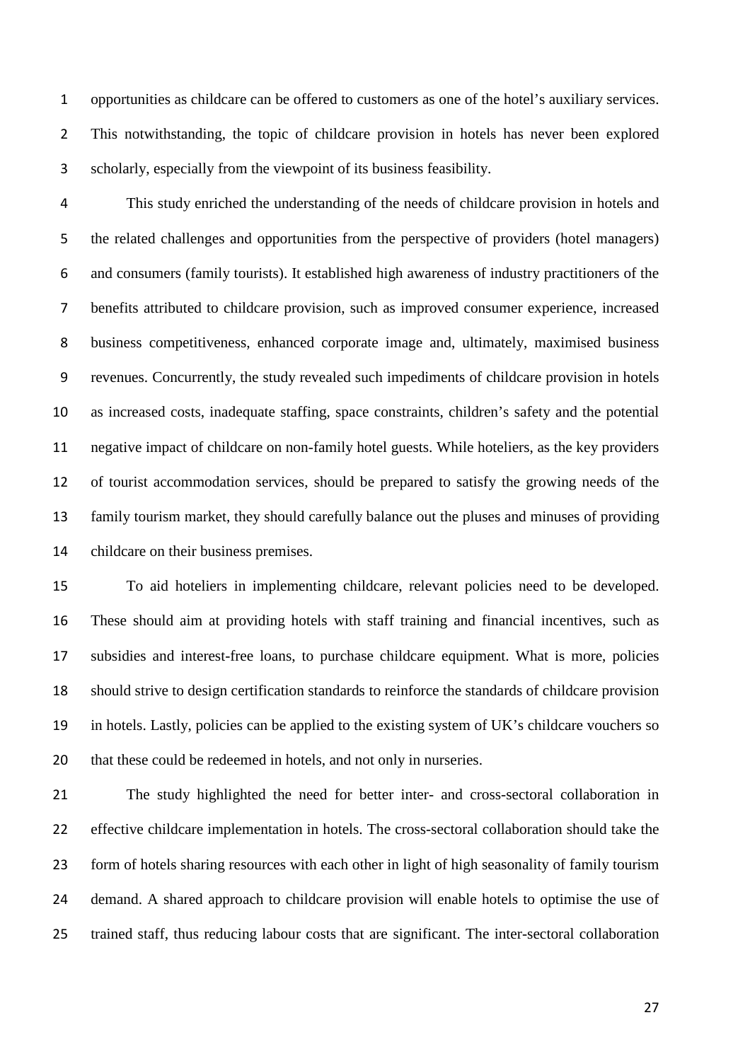opportunities as childcare can be offered to customers as one of the hotel's auxiliary services. This notwithstanding, the topic of childcare provision in hotels has never been explored scholarly, especially from the viewpoint of its business feasibility.

This study enriched the understanding of the needs of childcare provision in hotels and the related challenges and opportunities from the perspective of providers (hotel managers) and consumers (family tourists). It established high awareness of industry practitioners of the benefits attributed to childcare provision, such as improved consumer experience, increased business competitiveness, enhanced corporate image and, ultimately, maximised business revenues. Concurrently, the study revealed such impediments of childcare provision in hotels as increased costs, inadequate staffing, space constraints, children's safety and the potential negative impact of childcare on non-family hotel guests. While hoteliers, as the key providers of tourist accommodation services, should be prepared to satisfy the growing needs of the family tourism market, they should carefully balance out the pluses and minuses of providing childcare on their business premises.

To aid hoteliers in implementing childcare, relevant policies need to be developed. These should aim at providing hotels with staff training and financial incentives, such as subsidies and interest-free loans, to purchase childcare equipment. What is more, policies should strive to design certification standards to reinforce the standards of childcare provision in hotels. Lastly, policies can be applied to the existing system of UK's childcare vouchers so that these could be redeemed in hotels, and not only in nurseries.

The study highlighted the need for better inter- and cross-sectoral collaboration in effective childcare implementation in hotels. The cross-sectoral collaboration should take the form of hotels sharing resources with each other in light of high seasonality of family tourism demand. A shared approach to childcare provision will enable hotels to optimise the use of trained staff, thus reducing labour costs that are significant. The inter-sectoral collaboration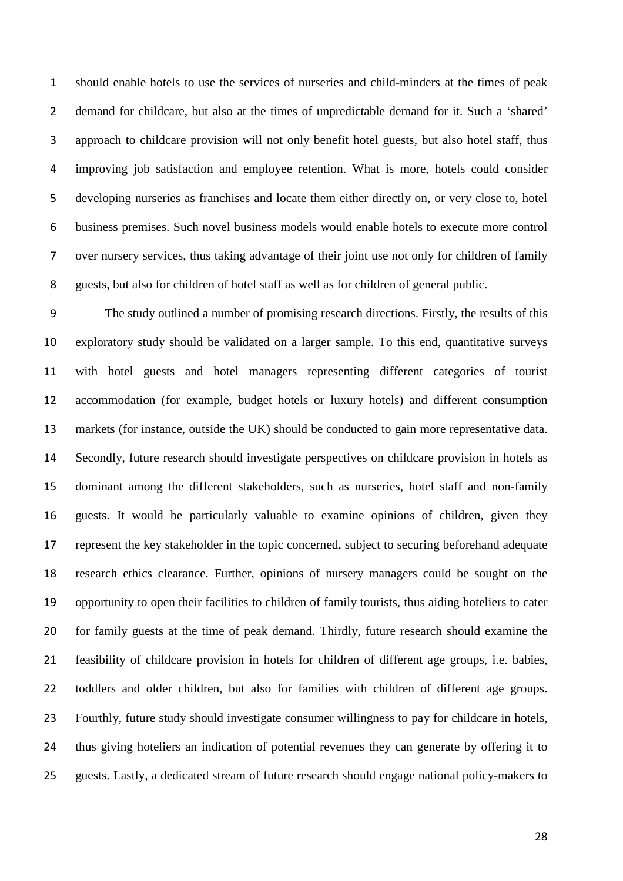should enable hotels to use the services of nurseries and child-minders at the times of peak demand for childcare, but also at the times of unpredictable demand for it. Such a 'shared' approach to childcare provision will not only benefit hotel guests, but also hotel staff, thus improving job satisfaction and employee retention. What is more, hotels could consider developing nurseries as franchises and locate them either directly on, or very close to, hotel business premises. Such novel business models would enable hotels to execute more control over nursery services, thus taking advantage of their joint use not only for children of family guests, but also for children of hotel staff as well as for children of general public.

The study outlined a number of promising research directions. Firstly, the results of this exploratory study should be validated on a larger sample. To this end, quantitative surveys with hotel guests and hotel managers representing different categories of tourist accommodation (for example, budget hotels or luxury hotels) and different consumption markets (for instance, outside the UK) should be conducted to gain more representative data. Secondly, future research should investigate perspectives on childcare provision in hotels as dominant among the different stakeholders, such as nurseries, hotel staff and non-family guests. It would be particularly valuable to examine opinions of children, given they represent the key stakeholder in the topic concerned, subject to securing beforehand adequate research ethics clearance. Further, opinions of nursery managers could be sought on the opportunity to open their facilities to children of family tourists, thus aiding hoteliers to cater for family guests at the time of peak demand. Thirdly, future research should examine the feasibility of childcare provision in hotels for children of different age groups, i.e. babies, toddlers and older children, but also for families with children of different age groups. Fourthly, future study should investigate consumer willingness to pay for childcare in hotels, thus giving hoteliers an indication of potential revenues they can generate by offering it to guests. Lastly, a dedicated stream of future research should engage national policy-makers to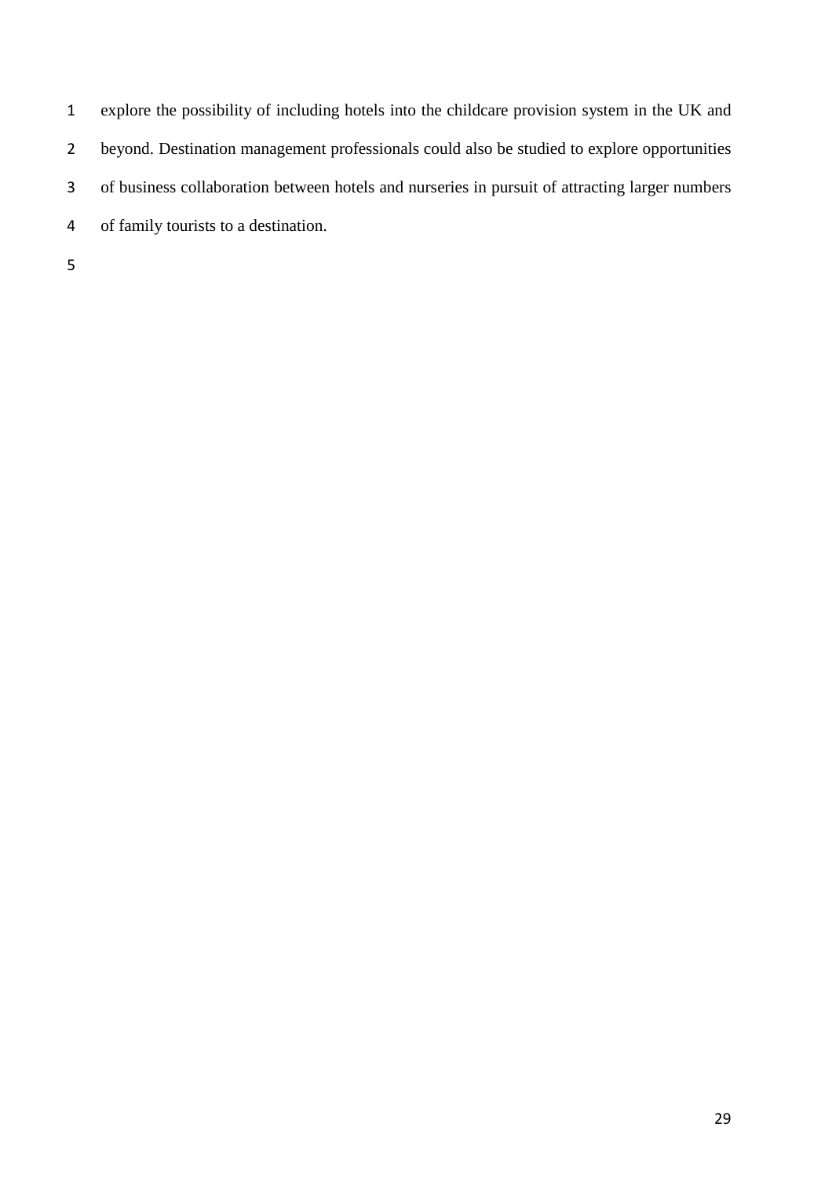explore the possibility of including hotels into the childcare provision system in the UK and beyond. Destination management professionals could also be studied to explore opportunities of business collaboration between hotels and nurseries in pursuit of attracting larger numbers of family tourists to a destination.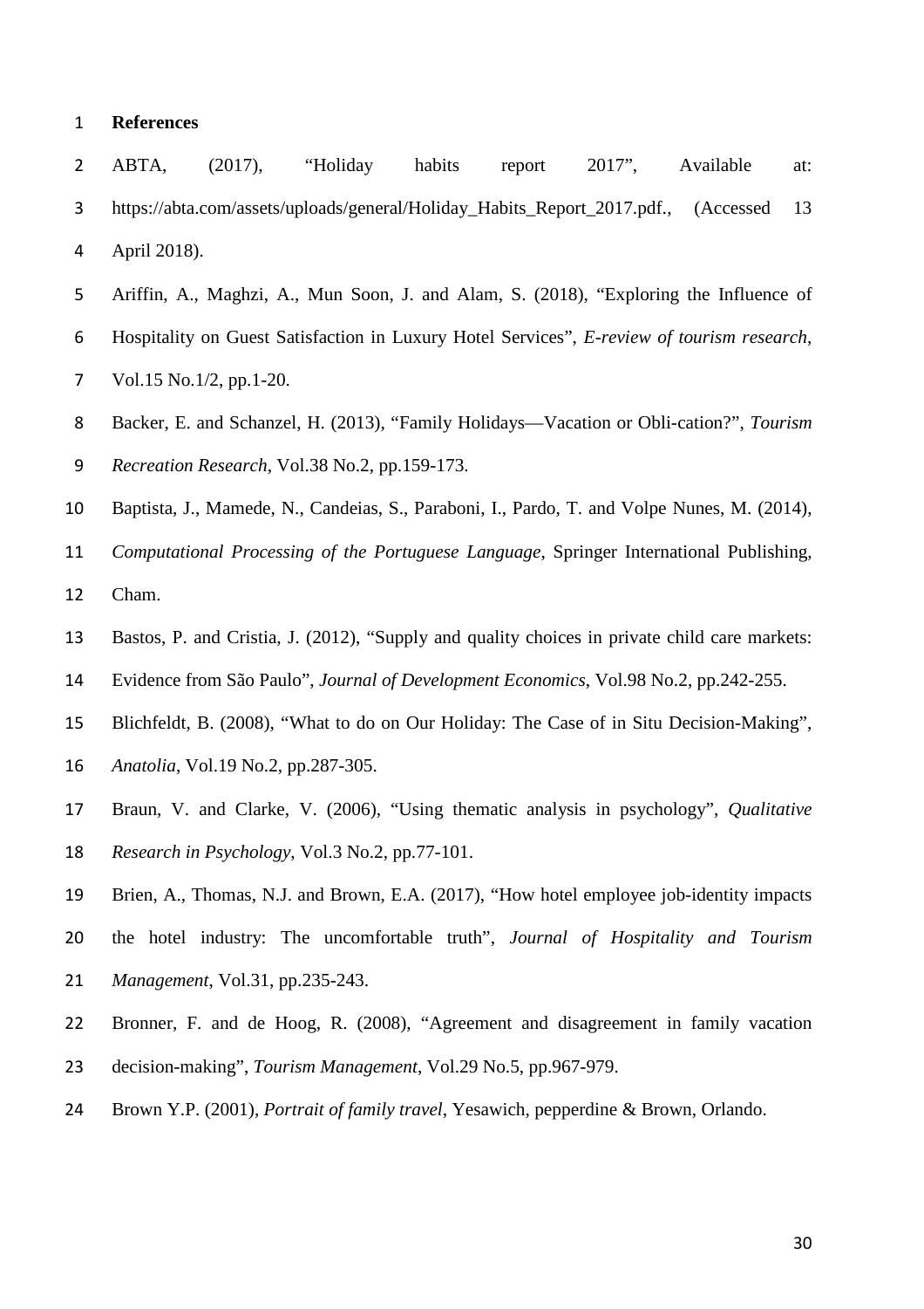# References

ABTA, (2017), "Holiday habits report 2017", Available at: https://abta.com/assets/uploads/general/Holiday_Habits_Report_2017.pdf., (Accessed 13 April 2018).

Ariffin, A., Maghzi, A., Mun Soon, J. and Alam, S. (2018), "Exploring the Influence of Hospitality on Guest Satisfaction in Luxury Hotel Services", *E-review of tourism research*, Vol.15 No.1/2, pp.1-20.

Backer, E. and Schanzel, H. (2013), "Family Holidays—Vacation or Obli-cation?", *Tourism Recreation Research*, Vol.38 No.2, pp.159-173.

Baptista, J., Mamede, N., Candeias, S., Paraboni, I., Pardo, T. and Volpe Nunes, M. (2014), *Computational Processing of the Portuguese Language*, Springer International Publishing, Cham.

Bastos, P. and Cristia, J. (2012), "Supply and quality choices in private child care markets: Evidence from São Paulo", *Journal of Development Economics*, Vol.98 No.2, pp.242-255.

Blichfeldt, B. (2008), "What to do on Our Holiday: The Case of in Situ Decision-Making", *Anatolia*, Vol.19 No.2, pp.287-305.

Braun, V. and Clarke, V. (2006), "Using thematic analysis in psychology", *Qualitative Research in Psychology*, Vol.3 No.2, pp.77-101.

Brien, A., Thomas, N.J. and Brown, E.A. (2017), "How hotel employee job-identity impacts the hotel industry: The uncomfortable truth", *Journal of Hospitality and Tourism Management*, Vol.31, pp.235-243.

Bronner, F. and de Hoog, R. (2008), "Agreement and disagreement in family vacation decision-making", *Tourism Management*, Vol.29 No.5, pp.967-979.

Brown Y.P. (2001), *Portrait of family travel*, Yesawich, pepperdine & Brown, Orlando.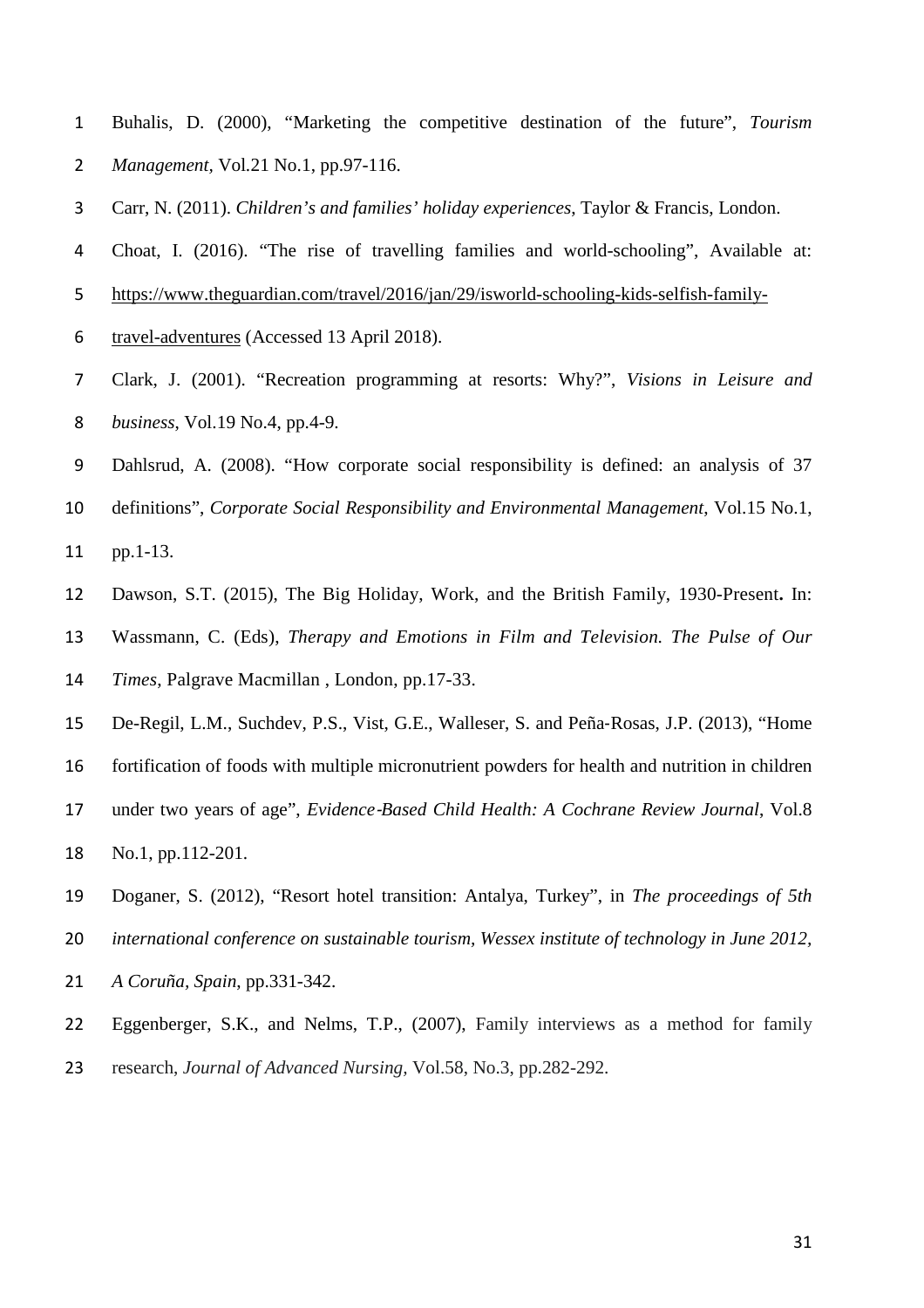Buhalis, D. (2000), "Marketing the competitive destination of the future", *Tourism Management*, Vol.21 No.1, pp.97-116.

Carr, N. (2011). *Children's and families' holiday experiences*, Taylor & Francis, London.

Choat, I. (2016). "The rise of travelling families and world-schooling", Available at: https://www.theguardian.com/travel/2016/jan/29/isworld-schooling-kids-selfish-family-travel-adventures (Accessed 13 April 2018).

Clark, J. (2001). "Recreation programming at resorts: Why?", *Visions in Leisure and business*, Vol.19 No.4, pp.4-9.

Dahlsrud, A. (2008). "How corporate social responsibility is defined: an analysis of 37 definitions", *Corporate Social Responsibility and Environmental Management*, Vol.15 No.1, pp.1-13.

Dawson, S.T. (2015), The Big Holiday, Work, and the British Family, 1930-Present**.** In: Wassmann, C. (Eds), *Therapy and Emotions in Film and Television. The Pulse of Our Times*, Palgrave Macmillan , London, pp.17-33.

De-Regil, L.M., Suchdev, P.S., Vist, G.E., Walleser, S. and Peña-Rosas, J.P. (2013), "Home fortification of foods with multiple micronutrient powders for health and nutrition in children under two years of age", *Evidence-Based Child Health: A Cochrane Review Journal*, Vol.8 No.1, pp.112-201.

Doganer, S. (2012), "Resort hotel transition: Antalya, Turkey", in *The proceedings of 5th international conference on sustainable tourism, Wessex institute of technology in June 2012, A Coruña, Spain*, pp.331-342.

Eggenberger, S.K., and Nelms, T.P., (2007), Family interviews as a method for family research, *Journal of Advanced Nursing*, Vol.58, No.3, pp.282-292.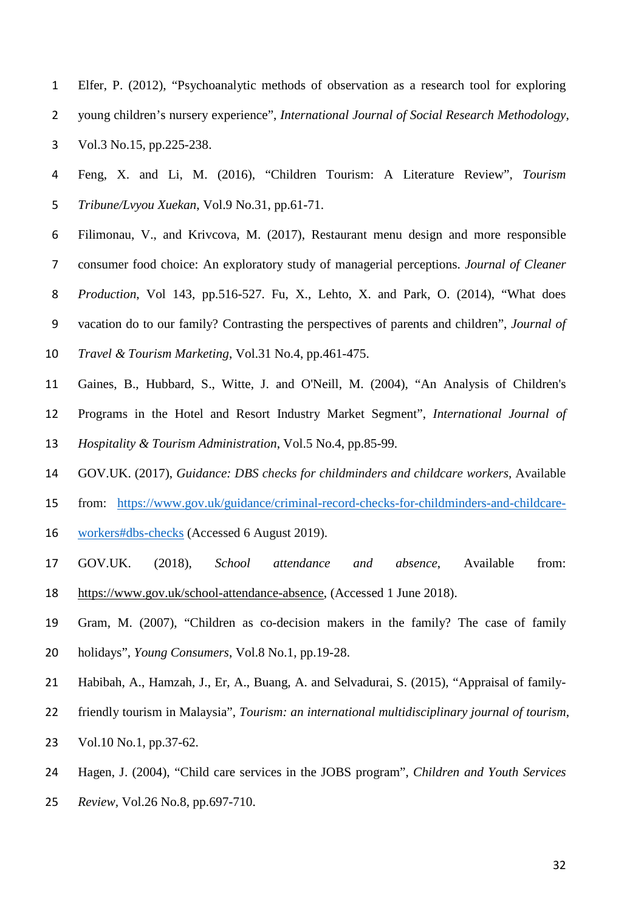Elfer, P. (2012), "Psychoanalytic methods of observation as a research tool for exploring young children's nursery experience", *International Journal of Social Research Methodology*, Vol.3 No.15, pp.225-238.

Feng, X. and Li, M. (2016), "Children Tourism: A Literature Review", *Tourism Tribune/Lvyou Xuekan*, Vol.9 No.31, pp.61-71.

Filimonau, V., and Krivcova, M. (2017), Restaurant menu design and more responsible consumer food choice: An exploratory study of managerial perceptions. *Journal of Cleaner Production*, Vol 143, pp.516-527. Fu, X., Lehto, X. and Park, O. (2014), "What does vacation do to our family? Contrasting the perspectives of parents and children", *Journal of Travel & Tourism Marketing*, Vol.31 No.4, pp.461-475.

Gaines, B., Hubbard, S., Witte, J. and O'Neill, M. (2004), "An Analysis of Children's Programs in the Hotel and Resort Industry Market Segment", *International Journal of Hospitality & Tourism Administration*, Vol.5 No.4, pp.85-99.

GOV.UK. (2017), *Guidance: DBS checks for childminders and childcare workers*, Available from: https://www.gov.uk/guidance/criminal-record-checks-for-childminders-and-childcare-workers#dbs-checks (Accessed 6 August 2019).

GOV.UK. (2018), *School attendance and absence*, Available from: https://www.gov.uk/school-attendance-absence, (Accessed 1 June 2018).

Gram, M. (2007), "Children as co-decision makers in the family? The case of family holidays", *Young Consumers*, Vol.8 No.1, pp.19-28.

Habibah, A., Hamzah, J., Er, A., Buang, A. and Selvadurai, S. (2015), "Appraisal of family-friendly tourism in Malaysia", *Tourism: an international multidisciplinary journal of tourism*, Vol.10 No.1, pp.37-62.

Hagen, J. (2004), "Child care services in the JOBS program", *Children and Youth Services Review*, Vol.26 No.8, pp.697-710.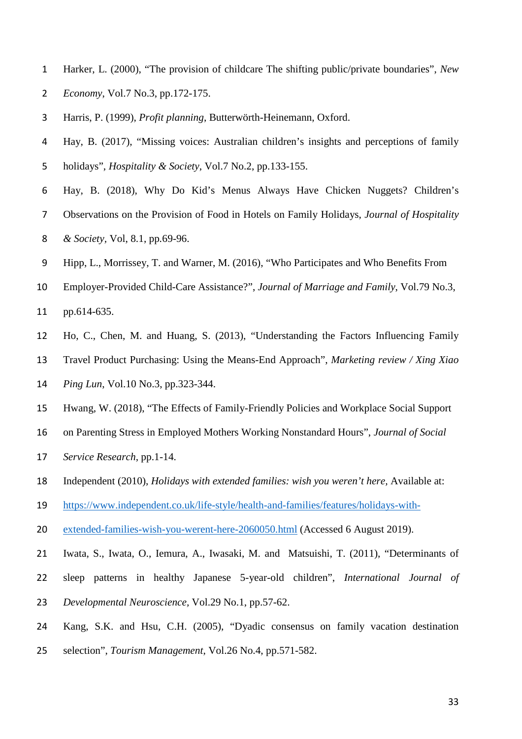Harker, L. (2000), "The provision of childcare The shifting public/private boundaries", *New Economy*, Vol.7 No.3, pp.172-175.

Harris, P. (1999), *Profit planning*, Butterwörth-Heinemann, Oxford.

Hay, B. (2017), "Missing voices: Australian children's insights and perceptions of family holidays", *Hospitality & Society*, Vol.7 No.2, pp.133-155.

Hay, B. (2018), Why Do Kid's Menus Always Have Chicken Nuggets? Children's Observations on the Provision of Food in Hotels on Family Holidays, *Journal of Hospitality & Society*, Vol, 8.1, pp.69-96.

Hipp, L., Morrissey, T. and Warner, M. (2016), "Who Participates and Who Benefits From Employer-Provided Child-Care Assistance?", *Journal of Marriage and Family*, Vol.79 No.3, pp.614-635.

Ho, C., Chen, M. and Huang, S. (2013), "Understanding the Factors Influencing Family Travel Product Purchasing: Using the Means-End Approach", *Marketing review / Xing Xiao Ping Lun*, Vol.10 No.3, pp.323-344.

Hwang, W. (2018), "The Effects of Family-Friendly Policies and Workplace Social Support on Parenting Stress in Employed Mothers Working Nonstandard Hours", *Journal of Social Service Research*, pp.1-14.

Independent (2010), *Holidays with extended families: wish you weren't here*, Available at: https://www.independent.co.uk/life-style/health-and-families/features/holidays-with-extended-families-wish-you-werent-here-2060050.html (Accessed 6 August 2019).

Iwata, S., Iwata, O., Iemura, A., Iwasaki, M. and Matsuishi, T. (2011), "Determinants of sleep patterns in healthy Japanese 5-year-old children", *International Journal of Developmental Neuroscience*, Vol.29 No.1, pp.57-62.

Kang, S.K. and Hsu, C.H. (2005), "Dyadic consensus on family vacation destination selection", *Tourism Management*, Vol.26 No.4, pp.571-582.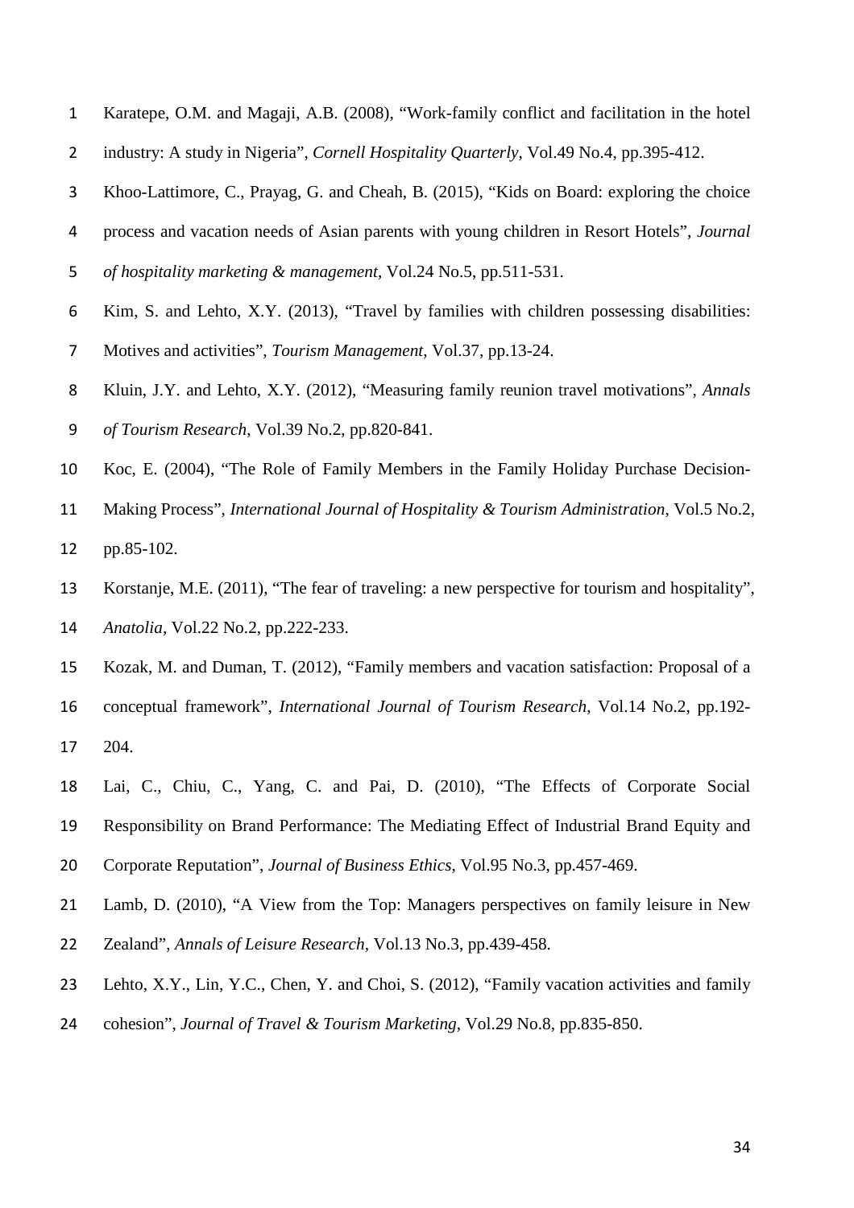Karatepe, O.M. and Magaji, A.B. (2008), "Work-family conflict and facilitation in the hotel industry: A study in Nigeria", *Cornell Hospitality Quarterly*, Vol.49 No.4, pp.395-412.

Khoo-Lattimore, C., Prayag, G. and Cheah, B. (2015), "Kids on Board: exploring the choice process and vacation needs of Asian parents with young children in Resort Hotels", *Journal of hospitality marketing & management*, Vol.24 No.5, pp.511-531.

Kim, S. and Lehto, X.Y. (2013), "Travel by families with children possessing disabilities: Motives and activities", *Tourism Management*, Vol.37, pp.13-24.

Kluin, J.Y. and Lehto, X.Y. (2012), "Measuring family reunion travel motivations", *Annals of Tourism Research*, Vol.39 No.2, pp.820-841.

Koc, E. (2004), "The Role of Family Members in the Family Holiday Purchase Decision-Making Process", *International Journal of Hospitality & Tourism Administration*, Vol.5 No.2, pp.85-102.

Korstanje, M.E. (2011), "The fear of traveling: a new perspective for tourism and hospitality", *Anatolia*, Vol.22 No.2, pp.222-233.

Kozak, M. and Duman, T. (2012), "Family members and vacation satisfaction: Proposal of a conceptual framework", *International Journal of Tourism Research*, Vol.14 No.2, pp.192-204.

Lai, C., Chiu, C., Yang, C. and Pai, D. (2010), "The Effects of Corporate Social Responsibility on Brand Performance: The Mediating Effect of Industrial Brand Equity and Corporate Reputation", *Journal of Business Ethics*, Vol.95 No.3, pp.457-469.

Lamb, D. (2010), "A View from the Top: Managers perspectives on family leisure in New Zealand", *Annals of Leisure Research*, Vol.13 No.3, pp.439-458.

Lehto, X.Y., Lin, Y.C., Chen, Y. and Choi, S. (2012), "Family vacation activities and family cohesion", *Journal of Travel & Tourism Marketing*, Vol.29 No.8, pp.835-850.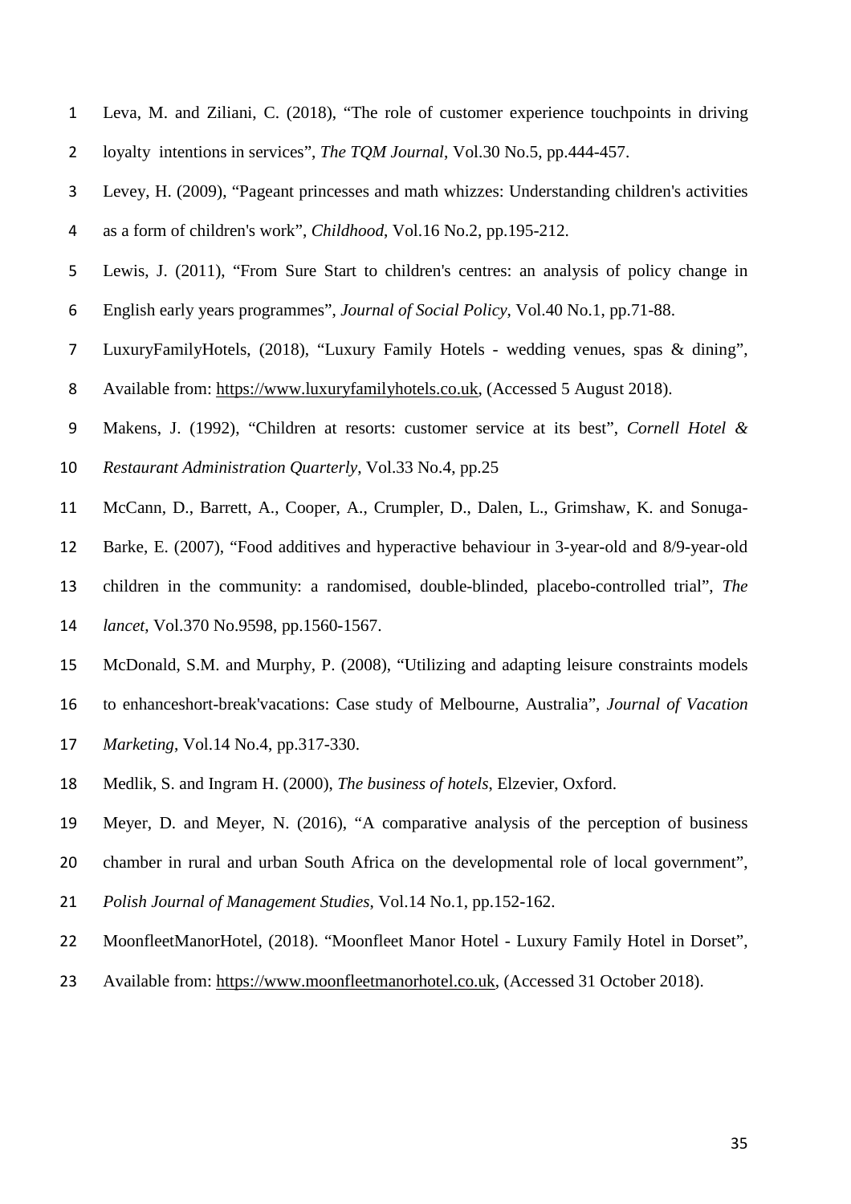Leva, M. and Ziliani, C. (2018), "The role of customer experience touchpoints in driving loyalty intentions in services", *The TQM Journal*, Vol.30 No.5, pp.444-457.

Levey, H. (2009), "Pageant princesses and math whizzes: Understanding children's activities as a form of children's work", *Childhood*, Vol.16 No.2, pp.195-212.

Lewis, J. (2011), "From Sure Start to children's centres: an analysis of policy change in English early years programmes", *Journal of Social Policy*, Vol.40 No.1, pp.71-88.

LuxuryFamilyHotels, (2018), "Luxury Family Hotels - wedding venues, spas & dining", Available from: https://www.luxuryfamilyhotels.co.uk, (Accessed 5 August 2018).

Makens, J. (1992), "Children at resorts: customer service at its best", *Cornell Hotel & Restaurant Administration Quarterly*, Vol.33 No.4, pp.25

McCann, D., Barrett, A., Cooper, A., Crumpler, D., Dalen, L., Grimshaw, K. and Sonuga-Barke, E. (2007), "Food additives and hyperactive behaviour in 3-year-old and 8/9-year-old children in the community: a randomised, double-blinded, placebo-controlled trial", *The lancet*, Vol.370 No.9598, pp.1560-1567.

McDonald, S.M. and Murphy, P. (2008), "Utilizing and adapting leisure constraints models to enhanceshort-break'vacations: Case study of Melbourne, Australia", *Journal of Vacation Marketing*, Vol.14 No.4, pp.317-330.

Medlik, S. and Ingram H. (2000), *The business of hotels*, Elzevier, Oxford.

Meyer, D. and Meyer, N. (2016), "A comparative analysis of the perception of business chamber in rural and urban South Africa on the developmental role of local government", *Polish Journal of Management Studies*, Vol.14 No.1, pp.152-162.

MoonfleetManorHotel, (2018). "Moonfleet Manor Hotel - Luxury Family Hotel in Dorset", Available from: https://www.moonfleetmanorhotel.co.uk, (Accessed 31 October 2018).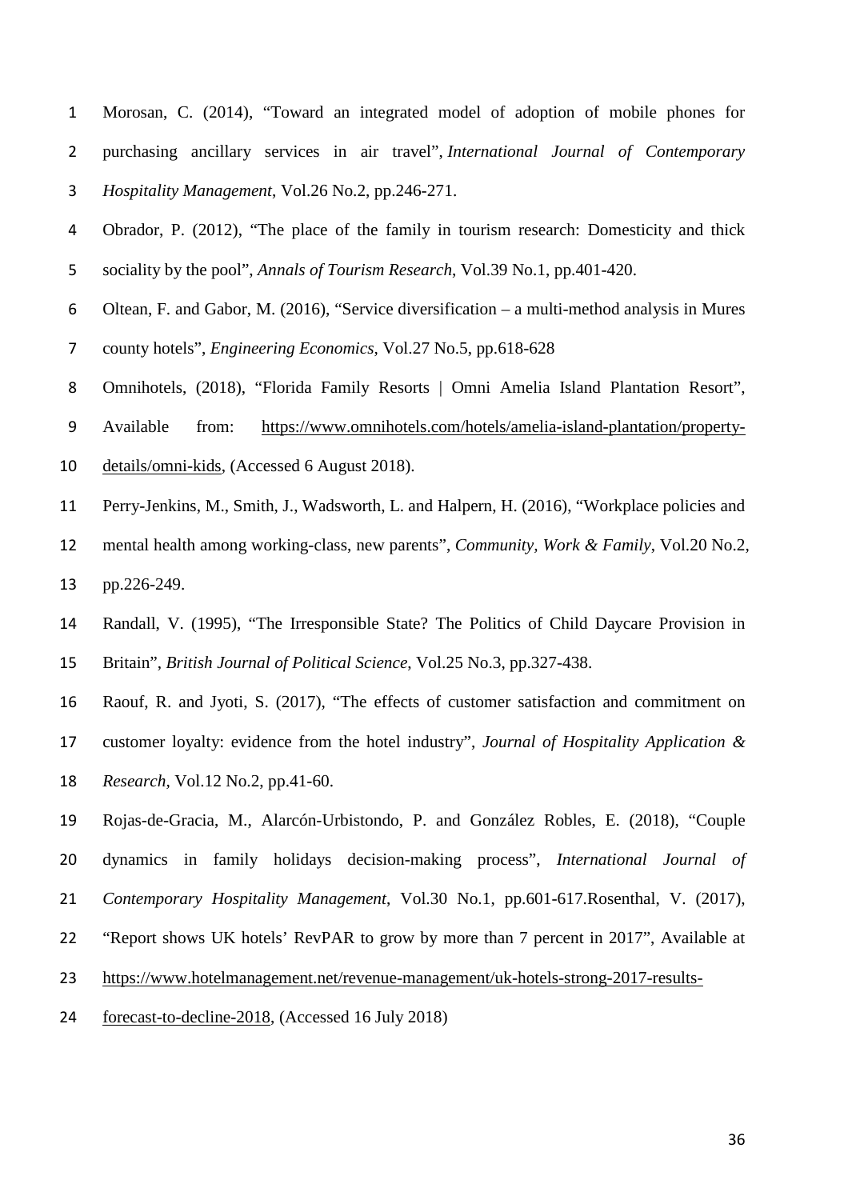Morosan, C. (2014), "Toward an integrated model of adoption of mobile phones for purchasing ancillary services in air travel", *International Journal of Contemporary Hospitality Management*, Vol.26 No.2, pp.246-271.

Obrador, P. (2012), "The place of the family in tourism research: Domesticity and thick sociality by the pool", *Annals of Tourism Research*, Vol.39 No.1, pp.401-420.

Oltean, F. and Gabor, M. (2016), "Service diversification – a multi-method analysis in Mures county hotels", *Engineering Economics*, Vol.27 No.5, pp.618-628

Omnihotels, (2018), "Florida Family Resorts | Omni Amelia Island Plantation Resort", Available from: https://www.omnihotels.com/hotels/amelia-island-plantation/property-details/omni-kids, (Accessed 6 August 2018).

Perry-Jenkins, M., Smith, J., Wadsworth, L. and Halpern, H. (2016), "Workplace policies and mental health among working-class, new parents", *Community, Work & Family*, Vol.20 No.2, pp.226-249.

Randall, V. (1995), "The Irresponsible State? The Politics of Child Daycare Provision in Britain", *British Journal of Political Science*, Vol.25 No.3, pp.327-438.

Raouf, R. and Jyoti, S. (2017), "The effects of customer satisfaction and commitment on customer loyalty: evidence from the hotel industry", *Journal of Hospitality Application & Research*, Vol.12 No.2, pp.41-60.

Rojas-de-Gracia, M., Alarcón-Urbistondo, P. and González Robles, E. (2018), "Couple dynamics in family holidays decision-making process", *International Journal of Contemporary Hospitality Management*, Vol.30 No.1, pp.601-617.Rosenthal, V. (2017), "Report shows UK hotels' RevPAR to grow by more than 7 percent in 2017", Available at https://www.hotelmanagement.net/revenue-management/uk-hotels-strong-2017-results-forecast-to-decline-2018, (Accessed 16 July 2018)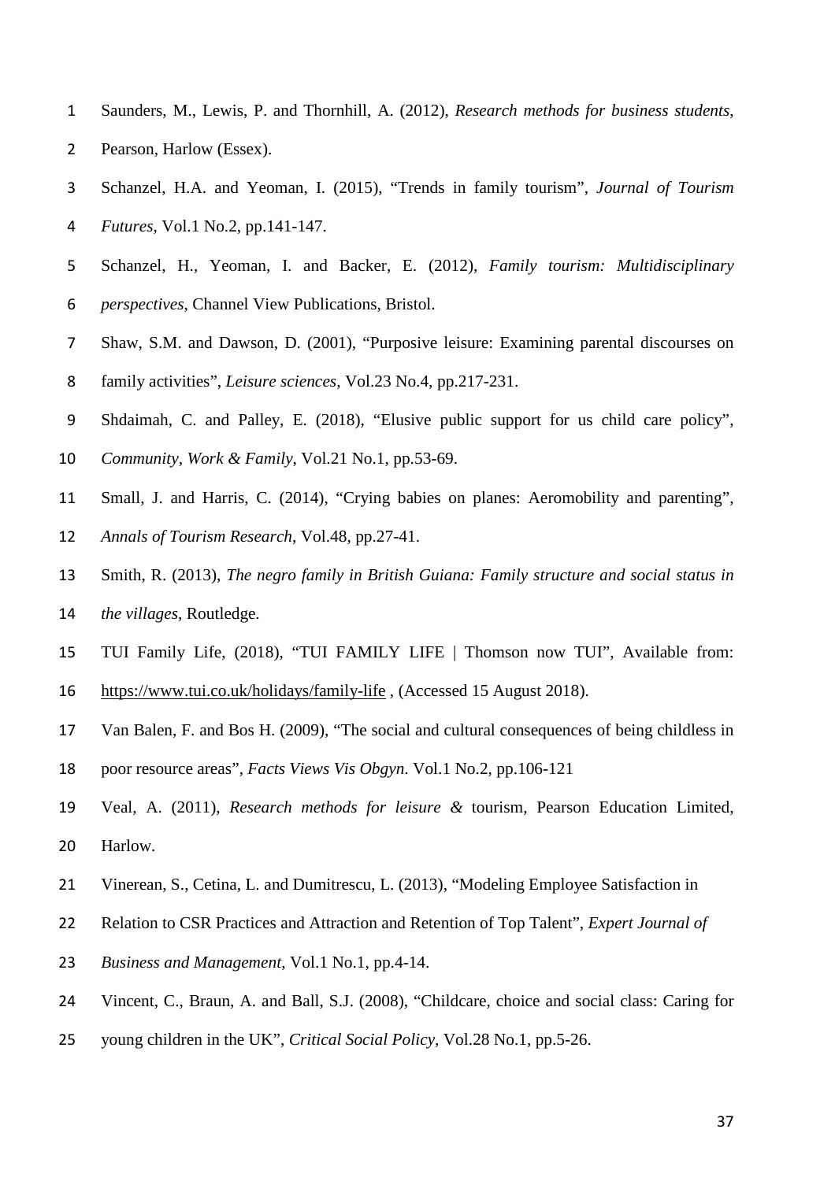Saunders, M., Lewis, P. and Thornhill, A. (2012), *Research methods for business students*, Pearson, Harlow (Essex).

Schanzel, H.A. and Yeoman, I. (2015), "Trends in family tourism", *Journal of Tourism Futures*, Vol.1 No.2, pp.141-147.

Schanzel, H., Yeoman, I. and Backer, E. (2012), *Family tourism: Multidisciplinary perspectives*, Channel View Publications, Bristol.

Shaw, S.M. and Dawson, D. (2001), "Purposive leisure: Examining parental discourses on family activities", *Leisure sciences*, Vol.23 No.4, pp.217-231.

Shdaimah, C. and Palley, E. (2018), "Elusive public support for us child care policy", *Community, Work & Family*, Vol.21 No.1, pp.53-69.

Small, J. and Harris, C. (2014), "Crying babies on planes: Aeromobility and parenting", *Annals of Tourism Research*, Vol.48, pp.27-41.

Smith, R. (2013), *The negro family in British Guiana: Family structure and social status in the villages*, Routledge.

TUI Family Life, (2018), "TUI FAMILY LIFE | Thomson now TUI", Available from: https://www.tui.co.uk/holidays/family-life , (Accessed 15 August 2018).

Van Balen, F. and Bos H. (2009), "The social and cultural consequences of being childless in poor resource areas", *Facts Views Vis Obgyn*. Vol.1 No.2, pp.106-121

Veal, A. (2011), *Research methods for leisure &* tourism, Pearson Education Limited, Harlow.

Vinerean, S., Cetina, L. and Dumitrescu, L. (2013), "Modeling Employee Satisfaction in Relation to CSR Practices and Attraction and Retention of Top Talent", *Expert Journal of Business and Management*, Vol.1 No.1, pp.4-14.

Vincent, C., Braun, A. and Ball, S.J. (2008), "Childcare, choice and social class: Caring for young children in the UK", *Critical Social Policy*, Vol.28 No.1, pp.5-26.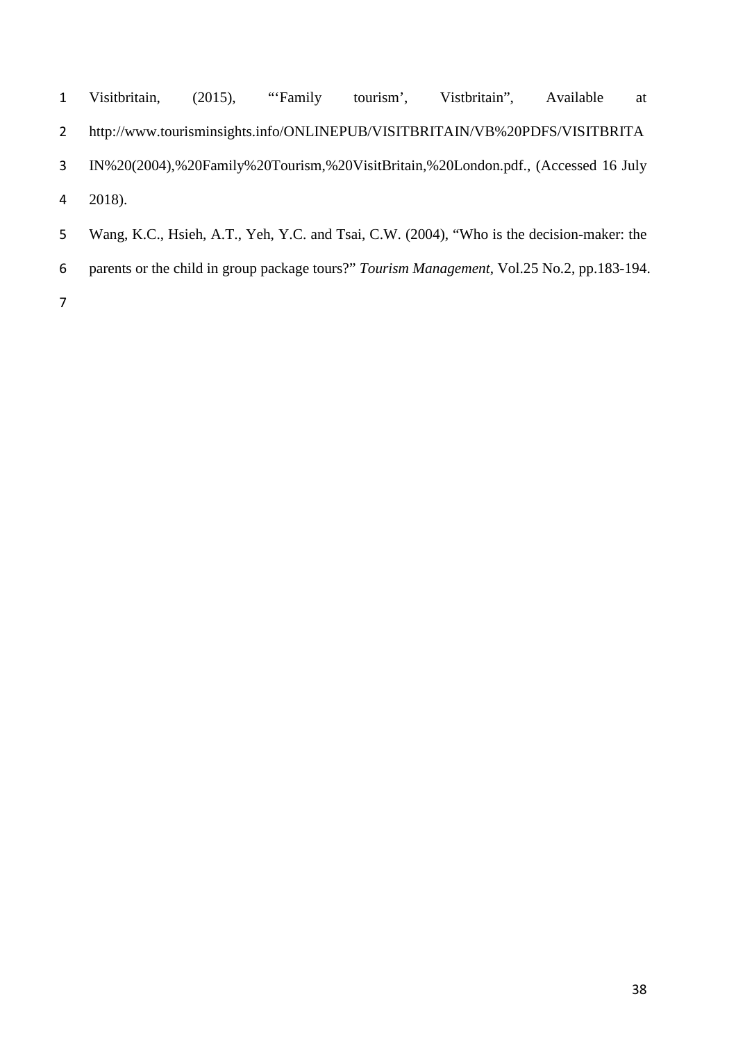Visitbritain, (2015), "'Family tourism', Vistbritain", Available at http://www.tourisminsights.info/ONLINEPUB/VISITBRITAIN/VB%20PDFS/VISITBRITAIN%20(2004),%20Family%20Tourism,%20VisitBritain,%20London.pdf., (Accessed 16 July 2018).

Wang, K.C., Hsieh, A.T., Yeh, Y.C. and Tsai, C.W. (2004), "Who is the decision-maker: the parents or the child in group package tours?" *Tourism Management*, Vol.25 No.2, pp.183-194.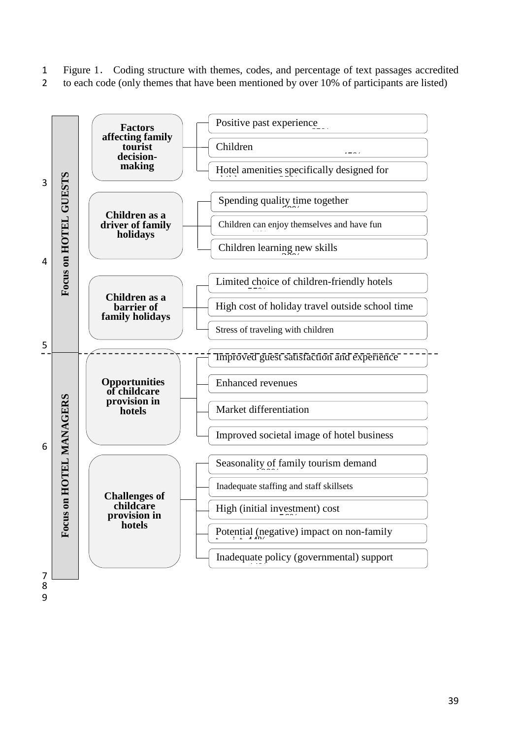Figure 1. Coding structure with themes, codes, and percentage of text passages accredited to each code (only themes that have been mentioned by over 10% of participants are listed)

**Focus on HOTEL GUESTS**

- **Factors affecting family tourist decision-making**
  - Positive past experience
  - Children
  - Hotel amenities specifically designed for
- **Children as a driver of family holidays**
  - Spending quality time together
  - Children can enjoy themselves and have fun
  - Children learning new skills
- **Children as a barrier of family holidays**
  - Limited choice of children-friendly hotels
  - High cost of holiday travel outside school time
  - Stress of traveling with children

**Focus on HOTEL MANAGERS**

- **Opportunities of childcare provision in hotels**
  - Improved guest satisfaction and experience
  - Enhanced revenues
  - Market differentiation
  - Improved societal image of hotel business
- **Challenges of childcare provision in hotels**
  - Seasonality of family tourism demand
  - Inadequate staffing and staff skillsets
  - High (initial investment) cost
  - Potential (negative) impact on non-family
  - Inadequate policy (governmental) support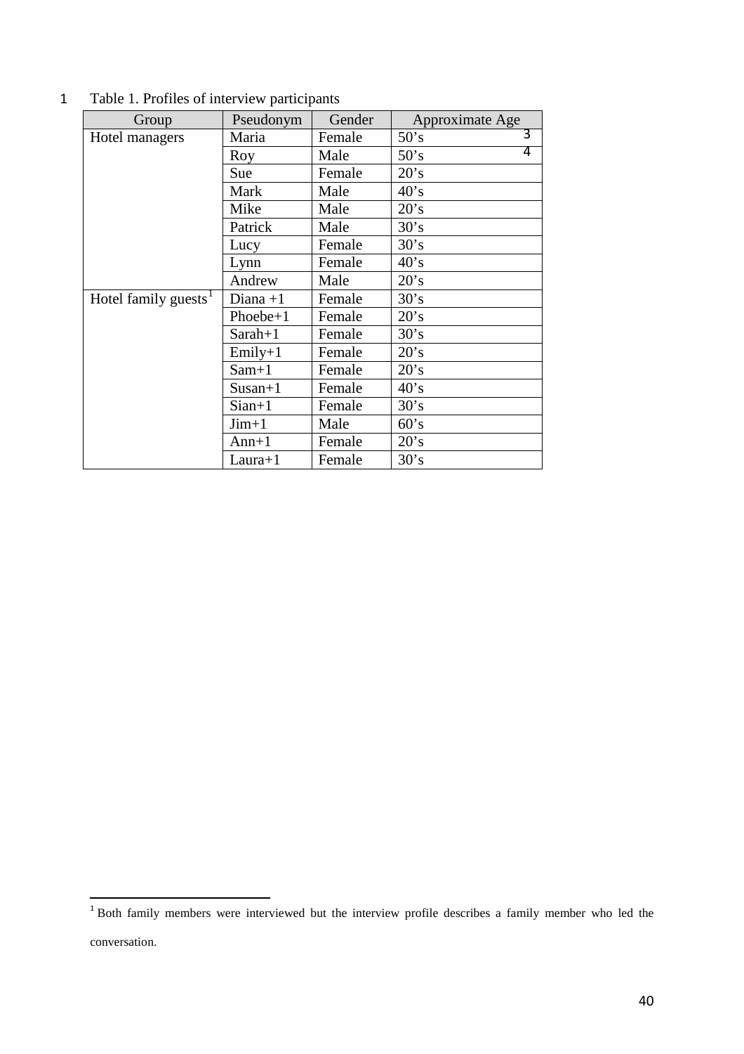Table 1. Profiles of interview participants

| Group | Pseudonym | Gender | Approximate Age |
|---|---|---|---|
| Hotel managers | Maria | Female | 50's |
| | Roy | Male | 50's |
| | Sue | Female | 20's |
| | Mark | Male | 40's |
| | Mike | Male | 20's |
| | Patrick | Male | 30's |
| | Lucy | Female | 30's |
| | Lynn | Female | 40's |
| | Andrew | Male | 20's |
| Hotel family guests[1] | Diana +1 | Female | 30's |
| | Phoebe+1 | Female | 20's |
| | Sarah+1 | Female | 30's |
| | Emily+1 | Female | 20's |
| | Sam+1 | Female | 20's |
| | Susan+1 | Female | 40's |
| | Sian+1 | Female | 30's |
| | Jim+1 | Male | 60's |
| | Ann+1 | Female | 20's |
| | Laura+1 | Female | 30's |

[1] Both family members were interviewed but the interview profile describes a family member who led the conversation.